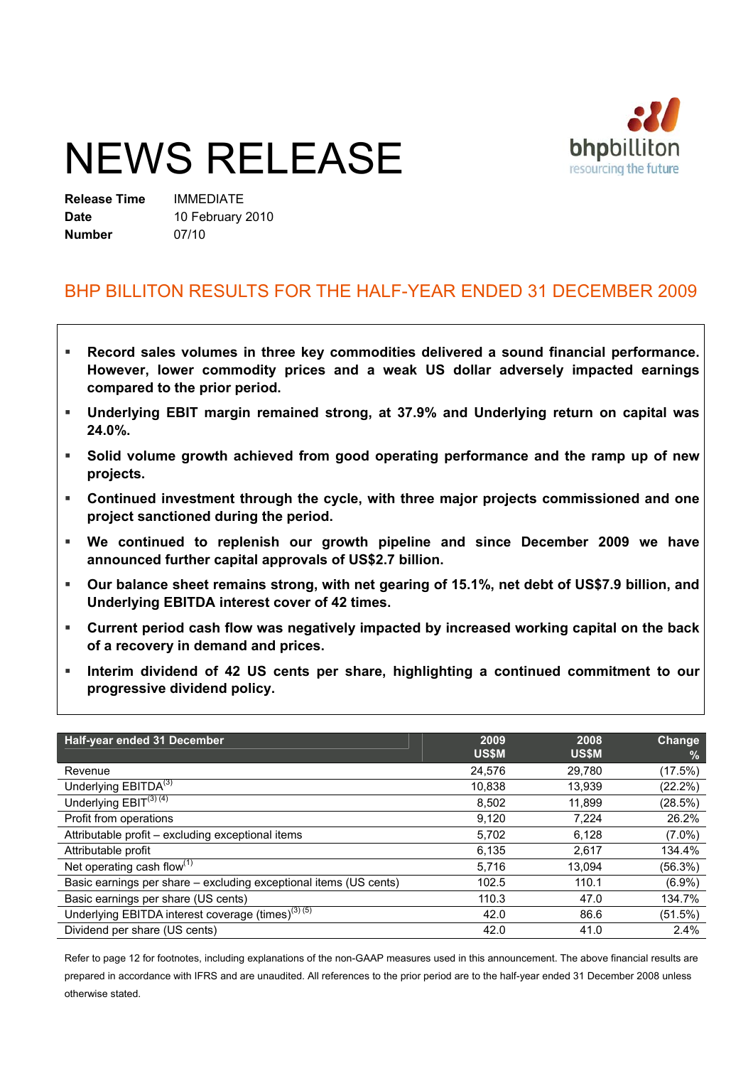# NEWS RELEASE

bhpbilliton
resourcing the future

| | |
|---|---|
| **Release Time** | IMMEDIATE |
| **Date** | 10 February 2010 |
| **Number** | 07/10 |

## BHP BILLITON RESULTS FOR THE HALF-YEAR ENDED 31 DECEMBER 2009

- **Record sales volumes in three key commodities delivered a sound financial performance. However, lower commodity prices and a weak US dollar adversely impacted earnings compared to the prior period.**
- **Underlying EBIT margin remained strong, at 37.9% and Underlying return on capital was 24.0%.**
- **Solid volume growth achieved from good operating performance and the ramp up of new projects.**
- **Continued investment through the cycle, with three major projects commissioned and one project sanctioned during the period.**
- **We continued to replenish our growth pipeline and since December 2009 we have announced further capital approvals of US$2.7 billion.**
- **Our balance sheet remains strong, with net gearing of 15.1%, net debt of US$7.9 billion, and Underlying EBITDA interest cover of 42 times.**
- **Current period cash flow was negatively impacted by increased working capital on the back of a recovery in demand and prices.**
- **Interim dividend of 42 US cents per share, highlighting a continued commitment to our progressive dividend policy.**

| Half-year ended 31 December | 2009 US$M | 2008 US$M | Change % |
|---|---|---|---|
| Revenue | 24,576 | 29,780 | (17.5%) |
| Underlying EBITDA[3] | 10,838 | 13,939 | (22.2%) |
| Underlying EBIT[3] [4] | 8,502 | 11,899 | (28.5%) |
| Profit from operations | 9,120 | 7,224 | 26.2% |
| Attributable profit – excluding exceptional items | 5,702 | 6,128 | (7.0%) |
| Attributable profit | 6,135 | 2,617 | 134.4% |
| Net operating cash flow[1] | 5,716 | 13,094 | (56.3%) |
| Basic earnings per share – excluding exceptional items (US cents) | 102.5 | 110.1 | (6.9%) |
| Basic earnings per share (US cents) | 110.3 | 47.0 | 134.7% |
| Underlying EBITDA interest coverage (times)[3] [5] | 42.0 | 86.6 | (51.5%) |
| Dividend per share (US cents) | 42.0 | 41.0 | 2.4% |

Refer to page 12 for footnotes, including explanations of the non-GAAP measures used in this announcement. The above financial results are prepared in accordance with IFRS and are unaudited. All references to the prior period are to the half-year ended 31 December 2008 unless otherwise stated.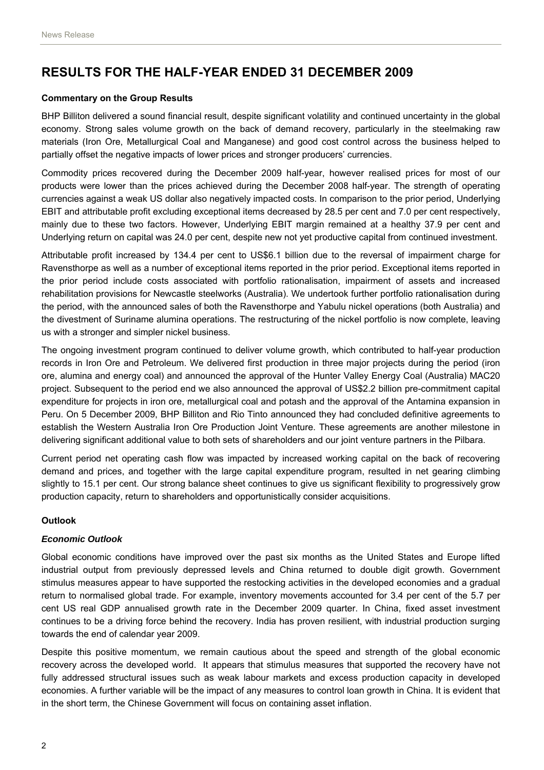# RESULTS FOR THE HALF-YEAR ENDED 31 DECEMBER 2009

**Commentary on the Group Results**

BHP Billiton delivered a sound financial result, despite significant volatility and continued uncertainty in the global economy. Strong sales volume growth on the back of demand recovery, particularly in the steelmaking raw materials (Iron Ore, Metallurgical Coal and Manganese) and good cost control across the business helped to partially offset the negative impacts of lower prices and stronger producers' currencies.

Commodity prices recovered during the December 2009 half-year, however realised prices for most of our products were lower than the prices achieved during the December 2008 half-year. The strength of operating currencies against a weak US dollar also negatively impacted costs. In comparison to the prior period, Underlying EBIT and attributable profit excluding exceptional items decreased by 28.5 per cent and 7.0 per cent respectively, mainly due to these two factors. However, Underlying EBIT margin remained at a healthy 37.9 per cent and Underlying return on capital was 24.0 per cent, despite new not yet productive capital from continued investment.

Attributable profit increased by 134.4 per cent to US$6.1 billion due to the reversal of impairment charge for Ravensthorpe as well as a number of exceptional items reported in the prior period. Exceptional items reported in the prior period include costs associated with portfolio rationalisation, impairment of assets and increased rehabilitation provisions for Newcastle steelworks (Australia). We undertook further portfolio rationalisation during the period, with the announced sales of both the Ravensthorpe and Yabulu nickel operations (both Australia) and the divestment of Suriname alumina operations. The restructuring of the nickel portfolio is now complete, leaving us with a stronger and simpler nickel business.

The ongoing investment program continued to deliver volume growth, which contributed to half-year production records in Iron Ore and Petroleum. We delivered first production in three major projects during the period (iron ore, alumina and energy coal) and announced the approval of the Hunter Valley Energy Coal (Australia) MAC20 project. Subsequent to the period end we also announced the approval of US$2.2 billion pre-commitment capital expenditure for projects in iron ore, metallurgical coal and potash and the approval of the Antamina expansion in Peru. On 5 December 2009, BHP Billiton and Rio Tinto announced they had concluded definitive agreements to establish the Western Australia Iron Ore Production Joint Venture. These agreements are another milestone in delivering significant additional value to both sets of shareholders and our joint venture partners in the Pilbara.

Current period net operating cash flow was impacted by increased working capital on the back of recovering demand and prices, and together with the large capital expenditure program, resulted in net gearing climbing slightly to 15.1 per cent. Our strong balance sheet continues to give us significant flexibility to progressively grow production capacity, return to shareholders and opportunistically consider acquisitions.

**Outlook**

***Economic Outlook***

Global economic conditions have improved over the past six months as the United States and Europe lifted industrial output from previously depressed levels and China returned to double digit growth. Government stimulus measures appear to have supported the restocking activities in the developed economies and a gradual return to normalised global trade. For example, inventory movements accounted for 3.4 per cent of the 5.7 per cent US real GDP annualised growth rate in the December 2009 quarter. In China, fixed asset investment continues to be a driving force behind the recovery. India has proven resilient, with industrial production surging towards the end of calendar year 2009.

Despite this positive momentum, we remain cautious about the speed and strength of the global economic recovery across the developed world. It appears that stimulus measures that supported the recovery have not fully addressed structural issues such as weak labour markets and excess production capacity in developed economies. A further variable will be the impact of any measures to control loan growth in China. It is evident that in the short term, the Chinese Government will focus on containing asset inflation.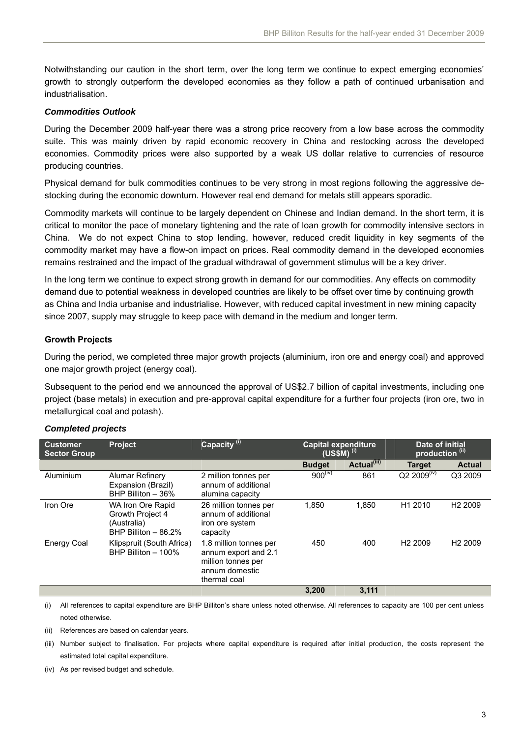Notwithstanding our caution in the short term, over the long term we continue to expect emerging economies' growth to strongly outperform the developed economies as they follow a path of continued urbanisation and industrialisation.

***Commodities Outlook***

During the December 2009 half-year there was a strong price recovery from a low base across the commodity suite. This was mainly driven by rapid economic recovery in China and restocking across the developed economies. Commodity prices were also supported by a weak US dollar relative to currencies of resource producing countries.

Physical demand for bulk commodities continues to be very strong in most regions following the aggressive de-stocking during the economic downturn. However real end demand for metals still appears sporadic.

Commodity markets will continue to be largely dependent on Chinese and Indian demand. In the short term, it is critical to monitor the pace of monetary tightening and the rate of loan growth for commodity intensive sectors in China. We do not expect China to stop lending, however, reduced credit liquidity in key segments of the commodity market may have a flow-on impact on prices. Real commodity demand in the developed economies remains restrained and the impact of the gradual withdrawal of government stimulus will be a key driver.

In the long term we continue to expect strong growth in demand for our commodities. Any effects on commodity demand due to potential weakness in developed countries are likely to be offset over time by continuing growth as China and India urbanise and industrialise. However, with reduced capital investment in new mining capacity since 2007, supply may struggle to keep pace with demand in the medium and longer term.

**Growth Projects**

During the period, we completed three major growth projects (aluminium, iron ore and energy coal) and approved one major growth project (energy coal).

Subsequent to the period end we announced the approval of US$2.7 billion of capital investments, including one project (base metals) in execution and pre-approval capital expenditure for a further four projects (iron ore, two in metallurgical coal and potash).

***Completed projects***

| Customer Sector Group | Project | Capacity (i) | Capital expenditure (US$M) (i) | | Date of initial production (ii) | |
|---|---|---|---|---|---|---|
| | | | Budget | Actual(iii) | Target | Actual |
| Aluminium | Alumar Refinery Expansion (Brazil) BHP Billiton – 36% | 2 million tonnes per annum of additional alumina capacity | 900(iv) | 861 | Q2 2009(iv) | Q3 2009 |
| Iron Ore | WA Iron Ore Rapid Growth Project 4 (Australia) BHP Billiton – 86.2% | 26 million tonnes per annum of additional iron ore system capacity | 1,850 | 1,850 | H1 2010 | H2 2009 |
| Energy Coal | Klipspruit (South Africa) BHP Billiton – 100% | 1.8 million tonnes per annum export and 2.1 million tonnes per annum domestic thermal coal | 450 | 400 | H2 2009 | H2 2009 |
| | | | **3,200** | **3,111** | | |

(i) All references to capital expenditure are BHP Billiton's share unless noted otherwise. All references to capacity are 100 per cent unless noted otherwise.

(ii) References are based on calendar years.

(iii) Number subject to finalisation. For projects where capital expenditure is required after initial production, the costs represent the estimated total capital expenditure.

(iv) As per revised budget and schedule.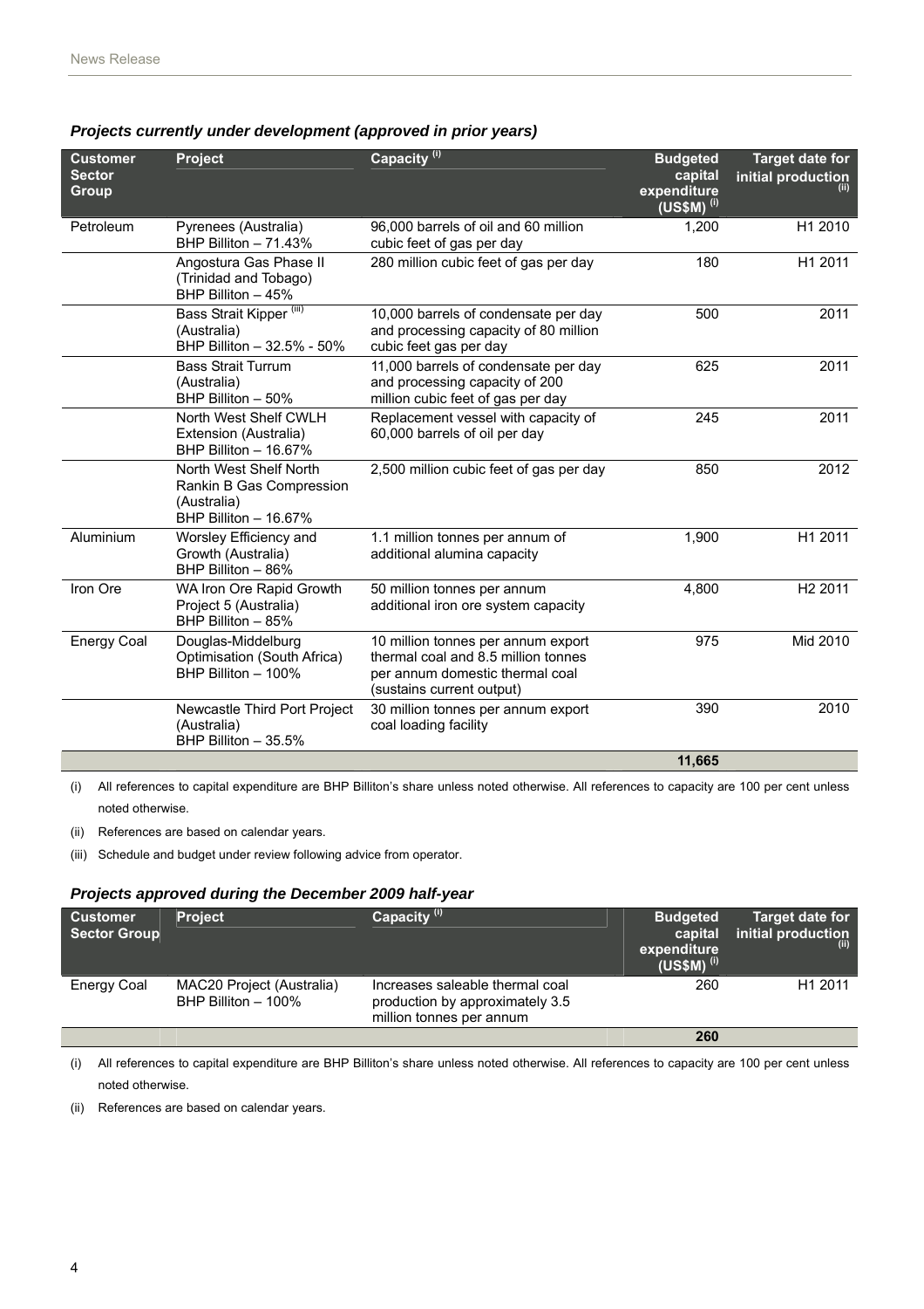### *Projects currently under development (approved in prior years)*

| Customer Sector Group | Project | Capacity [(i)] | Budgeted capital expenditure (US$M) [(i)] | Target date for initial production [(ii)] |
|---|---|---|---|---|
| Petroleum | Pyrenees (Australia) BHP Billiton – 71.43% | 96,000 barrels of oil and 60 million cubic feet of gas per day | 1,200 | H1 2010 |
| | Angostura Gas Phase II (Trinidad and Tobago) BHP Billiton – 45% | 280 million cubic feet of gas per day | 180 | H1 2011 |
| | Bass Strait Kipper [(iii)] (Australia) BHP Billiton – 32.5% - 50% | 10,000 barrels of condensate per day and processing capacity of 80 million cubic feet gas per day | 500 | 2011 |
| | Bass Strait Turrum (Australia) BHP Billiton – 50% | 11,000 barrels of condensate per day and processing capacity of 200 million cubic feet of gas per day | 625 | 2011 |
| | North West Shelf CWLH Extension (Australia) BHP Billiton – 16.67% | Replacement vessel with capacity of 60,000 barrels of oil per day | 245 | 2011 |
| | North West Shelf North Rankin B Gas Compression (Australia) BHP Billiton – 16.67% | 2,500 million cubic feet of gas per day | 850 | 2012 |
| Aluminium | Worsley Efficiency and Growth (Australia) BHP Billiton – 86% | 1.1 million tonnes per annum of additional alumina capacity | 1,900 | H1 2011 |
| Iron Ore | WA Iron Ore Rapid Growth Project 5 (Australia) BHP Billiton – 85% | 50 million tonnes per annum additional iron ore system capacity | 4,800 | H2 2011 |
| Energy Coal | Douglas-Middelburg Optimisation (South Africa) BHP Billiton – 100% | 10 million tonnes per annum export thermal coal and 8.5 million tonnes per annum domestic thermal coal (sustains current output) | 975 | Mid 2010 |
| | Newcastle Third Port Project (Australia) BHP Billiton – 35.5% | 30 million tonnes per annum export coal loading facility | 390 | 2010 |
| | | | **11,665** | |

(i) All references to capital expenditure are BHP Billiton's share unless noted otherwise. All references to capacity are 100 per cent unless noted otherwise.

(ii) References are based on calendar years.

(iii) Schedule and budget under review following advice from operator.

### *Projects approved during the December 2009 half-year*

| Customer Sector Group | Project | Capacity [(i)] | Budgeted capital expenditure (US$M) [(i)] | Target date for initial production [(ii)] |
|---|---|---|---|---|
| Energy Coal | MAC20 Project (Australia) BHP Billiton – 100% | Increases saleable thermal coal production by approximately 3.5 million tonnes per annum | 260 | H1 2011 |
| | | | **260** | |

(i) All references to capital expenditure are BHP Billiton's share unless noted otherwise. All references to capacity are 100 per cent unless noted otherwise.

(ii) References are based on calendar years.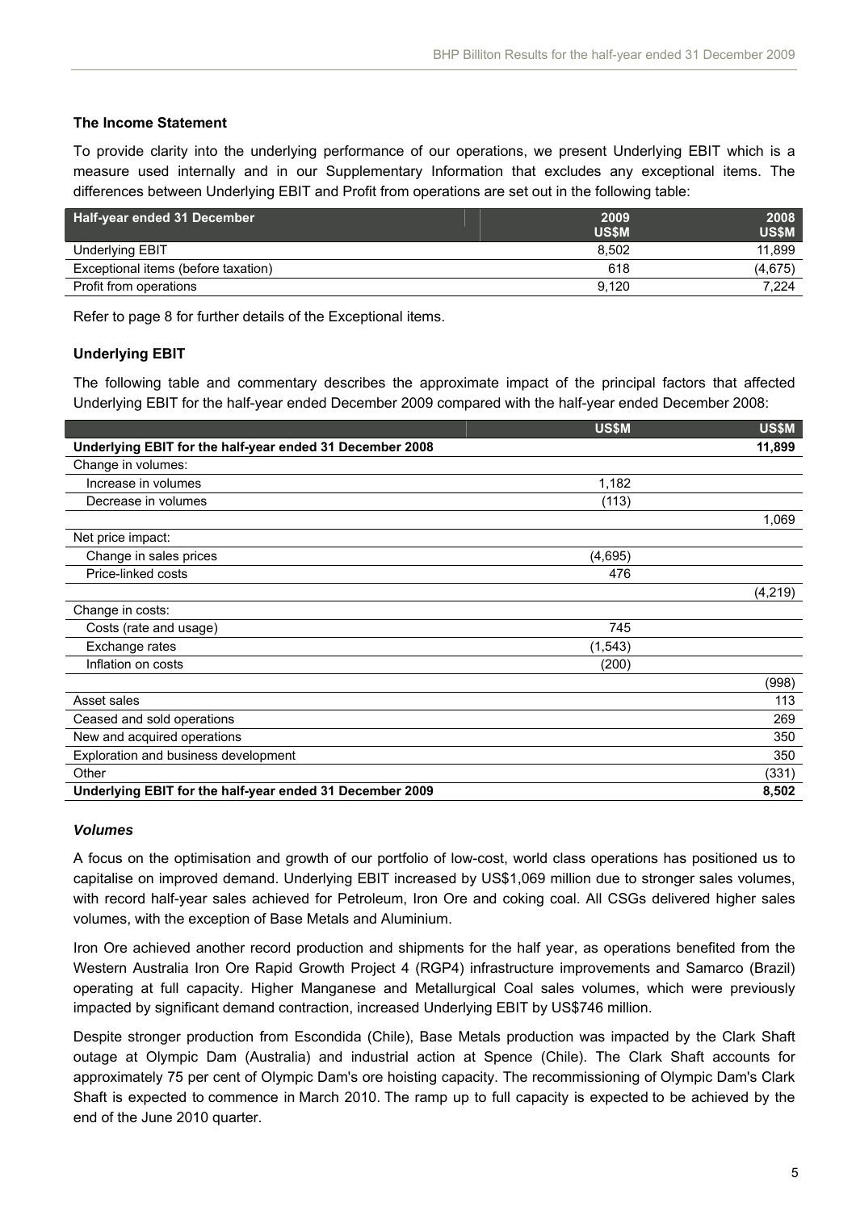### The Income Statement

To provide clarity into the underlying performance of our operations, we present Underlying EBIT which is a measure used internally and in our Supplementary Information that excludes any exceptional items. The differences between Underlying EBIT and Profit from operations are set out in the following table:

| Half-year ended 31 December | 2009 US$M | 2008 US$M |
|---|---|---|
| Underlying EBIT | 8,502 | 11,899 |
| Exceptional items (before taxation) | 618 | (4,675) |
| Profit from operations | 9,120 | 7,224 |

Refer to page 8 for further details of the Exceptional items.

### Underlying EBIT

The following table and commentary describes the approximate impact of the principal factors that affected Underlying EBIT for the half-year ended December 2009 compared with the half-year ended December 2008:

| | US$M | US$M |
|---|---|---|
| **Underlying EBIT for the half-year ended 31 December 2008** | | **11,899** |
| Change in volumes: | | |
| Increase in volumes | 1,182 | |
| Decrease in volumes | (113) | |
| | | 1,069 |
| Net price impact: | | |
| Change in sales prices | (4,695) | |
| Price-linked costs | 476 | |
| | | (4,219) |
| Change in costs: | | |
| Costs (rate and usage) | 745 | |
| Exchange rates | (1,543) | |
| Inflation on costs | (200) | |
| | | (998) |
| Asset sales | | 113 |
| Ceased and sold operations | | 269 |
| New and acquired operations | | 350 |
| Exploration and business development | | 350 |
| Other | | (331) |
| **Underlying EBIT for the half-year ended 31 December 2009** | | **8,502** |

#### *Volumes*

A focus on the optimisation and growth of our portfolio of low-cost, world class operations has positioned us to capitalise on improved demand. Underlying EBIT increased by US$1,069 million due to stronger sales volumes, with record half-year sales achieved for Petroleum, Iron Ore and coking coal. All CSGs delivered higher sales volumes, with the exception of Base Metals and Aluminium.

Iron Ore achieved another record production and shipments for the half year, as operations benefited from the Western Australia Iron Ore Rapid Growth Project 4 (RGP4) infrastructure improvements and Samarco (Brazil) operating at full capacity. Higher Manganese and Metallurgical Coal sales volumes, which were previously impacted by significant demand contraction, increased Underlying EBIT by US$746 million.

Despite stronger production from Escondida (Chile), Base Metals production was impacted by the Clark Shaft outage at Olympic Dam (Australia) and industrial action at Spence (Chile). The Clark Shaft accounts for approximately 75 per cent of Olympic Dam's ore hoisting capacity. The recommissioning of Olympic Dam's Clark Shaft is expected to commence in March 2010. The ramp up to full capacity is expected to be achieved by the end of the June 2010 quarter.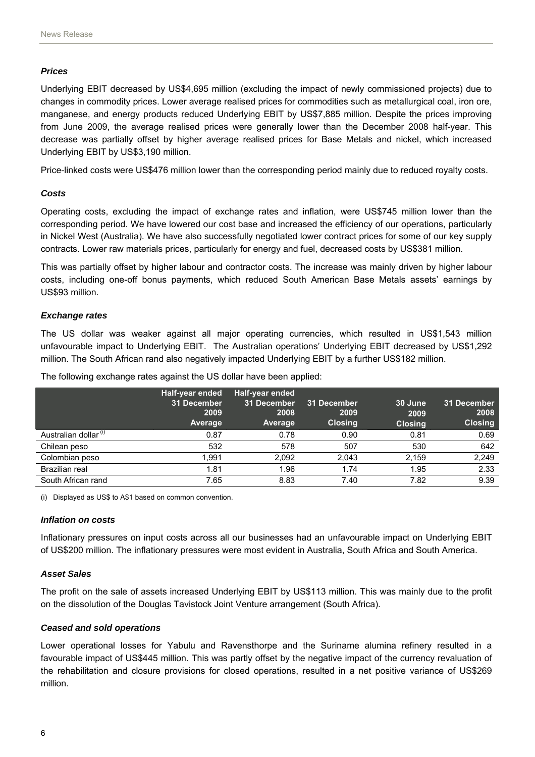### *Prices*

Underlying EBIT decreased by US$4,695 million (excluding the impact of newly commissioned projects) due to changes in commodity prices. Lower average realised prices for commodities such as metallurgical coal, iron ore, manganese, and energy products reduced Underlying EBIT by US$7,885 million. Despite the prices improving from June 2009, the average realised prices were generally lower than the December 2008 half-year. This decrease was partially offset by higher average realised prices for Base Metals and nickel, which increased Underlying EBIT by US$3,190 million.

Price-linked costs were US$476 million lower than the corresponding period mainly due to reduced royalty costs.

### *Costs*

Operating costs, excluding the impact of exchange rates and inflation, were US$745 million lower than the corresponding period. We have lowered our cost base and increased the efficiency of our operations, particularly in Nickel West (Australia). We have also successfully negotiated lower contract prices for some of our key supply contracts. Lower raw materials prices, particularly for energy and fuel, decreased costs by US$381 million.

This was partially offset by higher labour and contractor costs. The increase was mainly driven by higher labour costs, including one-off bonus payments, which reduced South American Base Metals assets' earnings by US$93 million.

### *Exchange rates*

The US dollar was weaker against all major operating currencies, which resulted in US$1,543 million unfavourable impact to Underlying EBIT. The Australian operations' Underlying EBIT decreased by US$1,292 million. The South African rand also negatively impacted Underlying EBIT by a further US$182 million.

The following exchange rates against the US dollar have been applied:

| | Half-year ended 31 December 2009 Average | Half-year ended 31 December 2008 Average | 31 December 2009 Closing | 30 June 2009 Closing | 31 December 2008 Closing |
|---|---|---|---|---|---|
| Australian dollar [(i)] | 0.87 | 0.78 | 0.90 | 0.81 | 0.69 |
| Chilean peso | 532 | 578 | 507 | 530 | 642 |
| Colombian peso | 1,991 | 2,092 | 2,043 | 2,159 | 2,249 |
| Brazilian real | 1.81 | 1.96 | 1.74 | 1.95 | 2.33 |
| South African rand | 7.65 | 8.83 | 7.40 | 7.82 | 9.39 |

(i) Displayed as US$ to A$1 based on common convention.

### *Inflation on costs*

Inflationary pressures on input costs across all our businesses had an unfavourable impact on Underlying EBIT of US$200 million. The inflationary pressures were most evident in Australia, South Africa and South America.

### *Asset Sales*

The profit on the sale of assets increased Underlying EBIT by US$113 million. This was mainly due to the profit on the dissolution of the Douglas Tavistock Joint Venture arrangement (South Africa).

### *Ceased and sold operations*

Lower operational losses for Yabulu and Ravensthorpe and the Suriname alumina refinery resulted in a favourable impact of US$445 million. This was partly offset by the negative impact of the currency revaluation of the rehabilitation and closure provisions for closed operations, resulted in a net positive variance of US$269 million.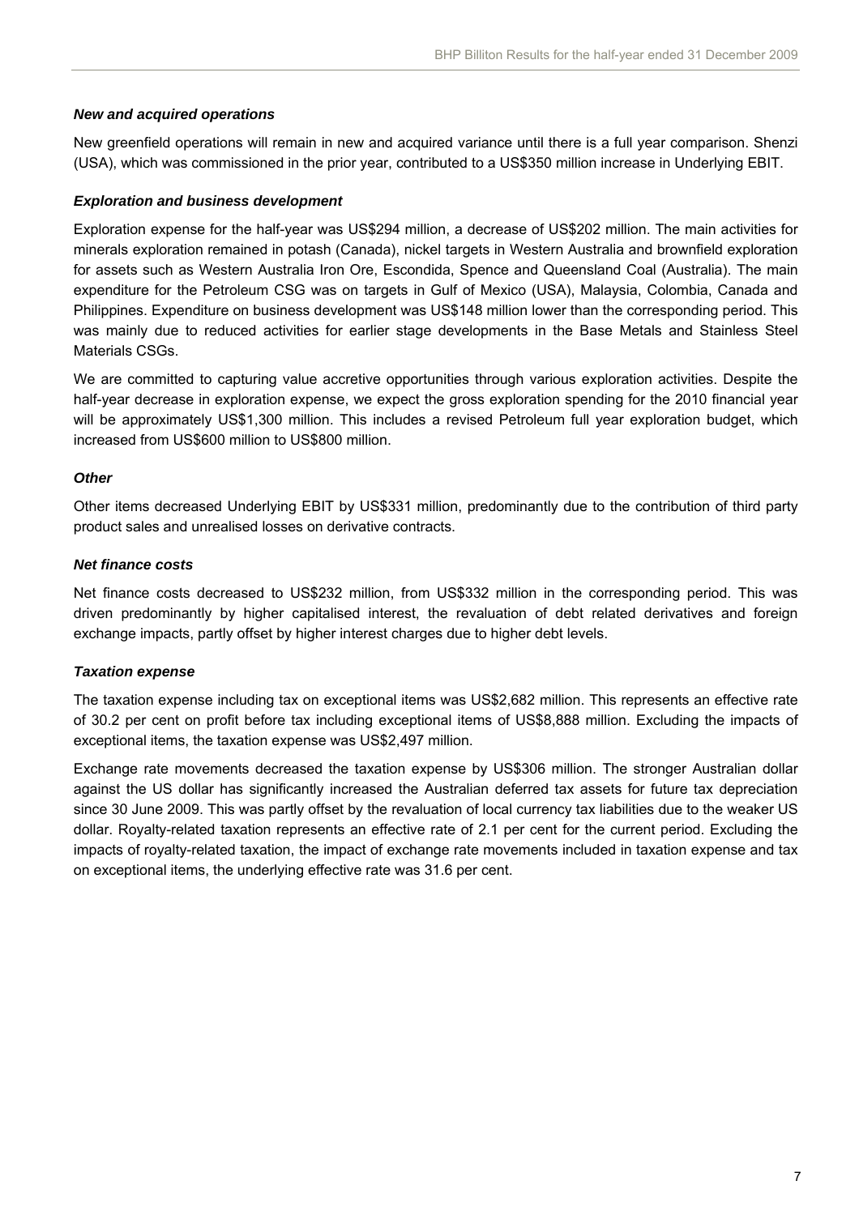### *New and acquired operations*

New greenfield operations will remain in new and acquired variance until there is a full year comparison. Shenzi (USA), which was commissioned in the prior year, contributed to a US$350 million increase in Underlying EBIT.

### *Exploration and business development*

Exploration expense for the half-year was US$294 million, a decrease of US$202 million. The main activities for minerals exploration remained in potash (Canada), nickel targets in Western Australia and brownfield exploration for assets such as Western Australia Iron Ore, Escondida, Spence and Queensland Coal (Australia). The main expenditure for the Petroleum CSG was on targets in Gulf of Mexico (USA), Malaysia, Colombia, Canada and Philippines. Expenditure on business development was US$148 million lower than the corresponding period. This was mainly due to reduced activities for earlier stage developments in the Base Metals and Stainless Steel Materials CSGs.

We are committed to capturing value accretive opportunities through various exploration activities. Despite the half-year decrease in exploration expense, we expect the gross exploration spending for the 2010 financial year will be approximately US$1,300 million. This includes a revised Petroleum full year exploration budget, which increased from US$600 million to US$800 million.

### *Other*

Other items decreased Underlying EBIT by US$331 million, predominantly due to the contribution of third party product sales and unrealised losses on derivative contracts.

### *Net finance costs*

Net finance costs decreased to US$232 million, from US$332 million in the corresponding period. This was driven predominantly by higher capitalised interest, the revaluation of debt related derivatives and foreign exchange impacts, partly offset by higher interest charges due to higher debt levels.

### *Taxation expense*

The taxation expense including tax on exceptional items was US$2,682 million. This represents an effective rate of 30.2 per cent on profit before tax including exceptional items of US$8,888 million. Excluding the impacts of exceptional items, the taxation expense was US$2,497 million.

Exchange rate movements decreased the taxation expense by US$306 million. The stronger Australian dollar against the US dollar has significantly increased the Australian deferred tax assets for future tax depreciation since 30 June 2009. This was partly offset by the revaluation of local currency tax liabilities due to the weaker US dollar. Royalty-related taxation represents an effective rate of 2.1 per cent for the current period. Excluding the impacts of royalty-related taxation, the impact of exchange rate movements included in taxation expense and tax on exceptional items, the underlying effective rate was 31.6 per cent.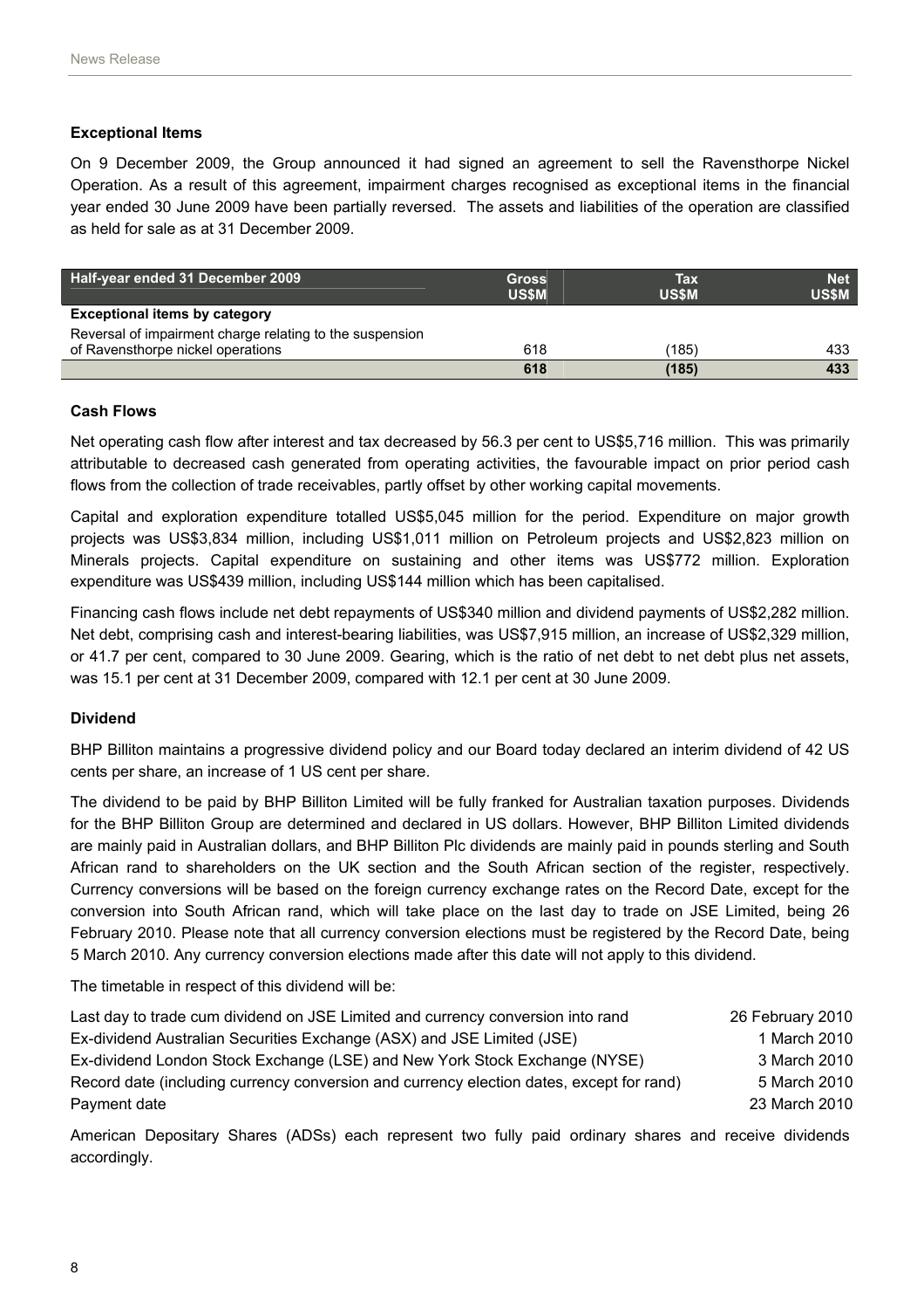### Exceptional Items

On 9 December 2009, the Group announced it had signed an agreement to sell the Ravensthorpe Nickel Operation. As a result of this agreement, impairment charges recognised as exceptional items in the financial year ended 30 June 2009 have been partially reversed. The assets and liabilities of the operation are classified as held for sale as at 31 December 2009.

| Half-year ended 31 December 2009 | Gross US$M | Tax US$M | Net US$M |
|---|---|---|---|
| **Exceptional items by category** | | | |
| Reversal of impairment charge relating to the suspension of Ravensthorpe nickel operations | 618 | (185) | 433 |
| | **618** | **(185)** | **433** |

### Cash Flows

Net operating cash flow after interest and tax decreased by 56.3 per cent to US$5,716 million. This was primarily attributable to decreased cash generated from operating activities, the favourable impact on prior period cash flows from the collection of trade receivables, partly offset by other working capital movements.

Capital and exploration expenditure totalled US$5,045 million for the period. Expenditure on major growth projects was US$3,834 million, including US$1,011 million on Petroleum projects and US$2,823 million on Minerals projects. Capital expenditure on sustaining and other items was US$772 million. Exploration expenditure was US$439 million, including US$144 million which has been capitalised.

Financing cash flows include net debt repayments of US$340 million and dividend payments of US$2,282 million. Net debt, comprising cash and interest-bearing liabilities, was US$7,915 million, an increase of US$2,329 million, or 41.7 per cent, compared to 30 June 2009. Gearing, which is the ratio of net debt to net debt plus net assets, was 15.1 per cent at 31 December 2009, compared with 12.1 per cent at 30 June 2009.

### Dividend

BHP Billiton maintains a progressive dividend policy and our Board today declared an interim dividend of 42 US cents per share, an increase of 1 US cent per share.

The dividend to be paid by BHP Billiton Limited will be fully franked for Australian taxation purposes. Dividends for the BHP Billiton Group are determined and declared in US dollars. However, BHP Billiton Limited dividends are mainly paid in Australian dollars, and BHP Billiton Plc dividends are mainly paid in pounds sterling and South African rand to shareholders on the UK section and the South African section of the register, respectively. Currency conversions will be based on the foreign currency exchange rates on the Record Date, except for the conversion into South African rand, which will take place on the last day to trade on JSE Limited, being 26 February 2010. Please note that all currency conversion elections must be registered by the Record Date, being 5 March 2010. Any currency conversion elections made after this date will not apply to this dividend.

The timetable in respect of this dividend will be:

| | |
|---|---|
| Last day to trade cum dividend on JSE Limited and currency conversion into rand | 26 February 2010 |
| Ex-dividend Australian Securities Exchange (ASX) and JSE Limited (JSE) | 1 March 2010 |
| Ex-dividend London Stock Exchange (LSE) and New York Stock Exchange (NYSE) | 3 March 2010 |
| Record date (including currency conversion and currency election dates, except for rand) | 5 March 2010 |
| Payment date | 23 March 2010 |

American Depositary Shares (ADSs) each represent two fully paid ordinary shares and receive dividends accordingly.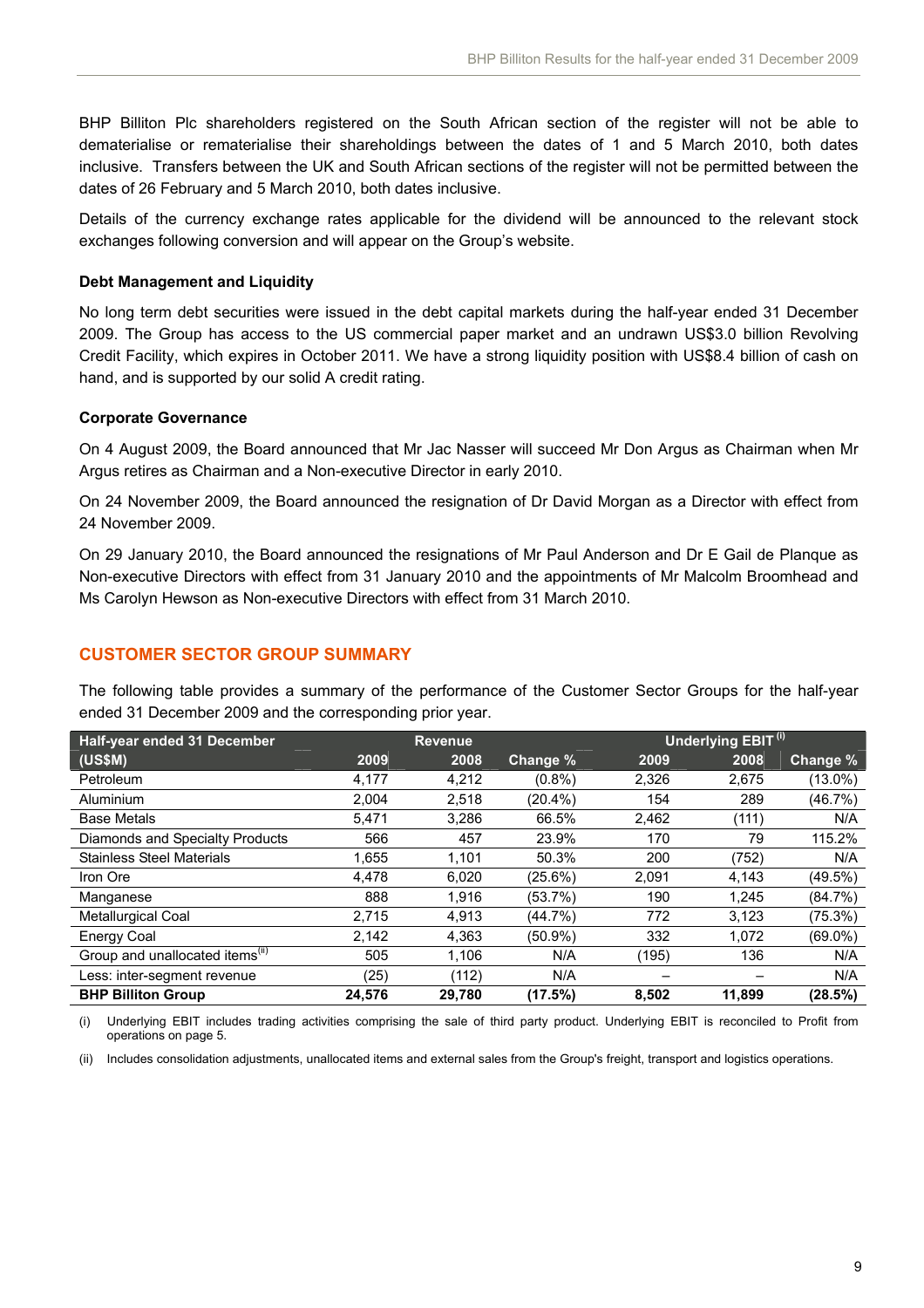BHP Billiton Plc shareholders registered on the South African section of the register will not be able to dematerialise or rematerialise their shareholdings between the dates of 1 and 5 March 2010, both dates inclusive. Transfers between the UK and South African sections of the register will not be permitted between the dates of 26 February and 5 March 2010, both dates inclusive.

Details of the currency exchange rates applicable for the dividend will be announced to the relevant stock exchanges following conversion and will appear on the Group's website.

### Debt Management and Liquidity

No long term debt securities were issued in the debt capital markets during the half-year ended 31 December 2009. The Group has access to the US commercial paper market and an undrawn US$3.0 billion Revolving Credit Facility, which expires in October 2011. We have a strong liquidity position with US$8.4 billion of cash on hand, and is supported by our solid A credit rating.

### Corporate Governance

On 4 August 2009, the Board announced that Mr Jac Nasser will succeed Mr Don Argus as Chairman when Mr Argus retires as Chairman and a Non-executive Director in early 2010.

On 24 November 2009, the Board announced the resignation of Dr David Morgan as a Director with effect from 24 November 2009.

On 29 January 2010, the Board announced the resignations of Mr Paul Anderson and Dr E Gail de Planque as Non-executive Directors with effect from 31 January 2010 and the appointments of Mr Malcolm Broomhead and Ms Carolyn Hewson as Non-executive Directors with effect from 31 March 2010.

## CUSTOMER SECTOR GROUP SUMMARY

The following table provides a summary of the performance of the Customer Sector Groups for the half-year ended 31 December 2009 and the corresponding prior year.

| Half-year ended 31 December | Revenue | | | Underlying EBIT (i) | | |
|---|---|---|---|---|---|---|
| (US$M) | 2009 | 2008 | Change % | 2009 | 2008 | Change % |
| Petroleum | 4,177 | 4,212 | (0.8%) | 2,326 | 2,675 | (13.0%) |
| Aluminium | 2,004 | 2,518 | (20.4%) | 154 | 289 | (46.7%) |
| Base Metals | 5,471 | 3,286 | 66.5% | 2,462 | (111) | N/A |
| Diamonds and Specialty Products | 566 | 457 | 23.9% | 170 | 79 | 115.2% |
| Stainless Steel Materials | 1,655 | 1,101 | 50.3% | 200 | (752) | N/A |
| Iron Ore | 4,478 | 6,020 | (25.6%) | 2,091 | 4,143 | (49.5%) |
| Manganese | 888 | 1,916 | (53.7%) | 190 | 1,245 | (84.7%) |
| Metallurgical Coal | 2,715 | 4,913 | (44.7%) | 772 | 3,123 | (75.3%) |
| Energy Coal | 2,142 | 4,363 | (50.9%) | 332 | 1,072 | (69.0%) |
| Group and unallocated items (ii) | 505 | 1,106 | N/A | (195) | 136 | N/A |
| Less: inter-segment revenue | (25) | (112) | N/A | – | – | N/A |
| **BHP Billiton Group** | **24,576** | **29,780** | **(17.5%)** | **8,502** | **11,899** | **(28.5%)** |

(i) Underlying EBIT includes trading activities comprising the sale of third party product. Underlying EBIT is reconciled to Profit from operations on page 5.

(ii) Includes consolidation adjustments, unallocated items and external sales from the Group's freight, transport and logistics operations.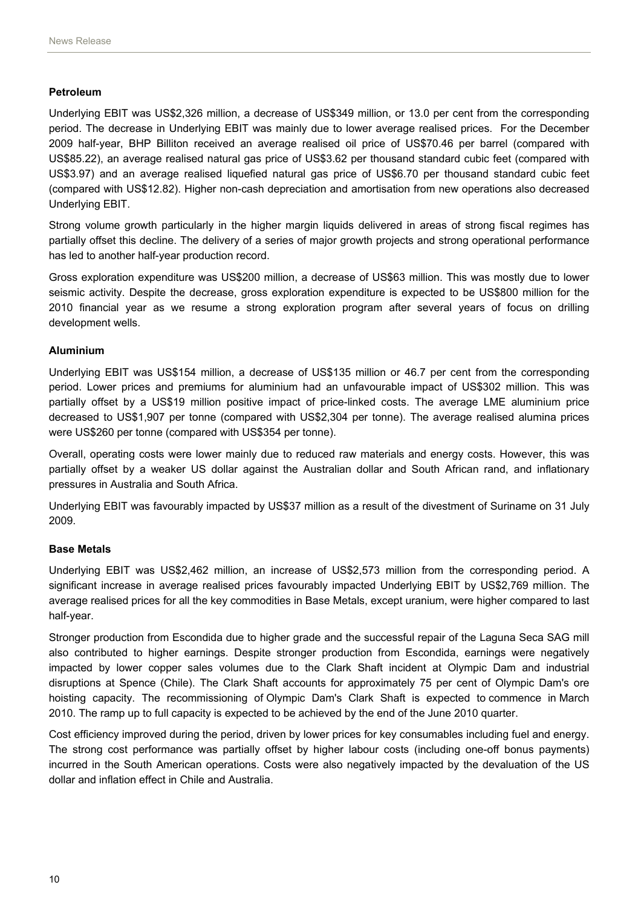### Petroleum

Underlying EBIT was US$2,326 million, a decrease of US$349 million, or 13.0 per cent from the corresponding period. The decrease in Underlying EBIT was mainly due to lower average realised prices. For the December 2009 half-year, BHP Billiton received an average realised oil price of US$70.46 per barrel (compared with US$85.22), an average realised natural gas price of US$3.62 per thousand standard cubic feet (compared with US$3.97) and an average realised liquefied natural gas price of US$6.70 per thousand standard cubic feet (compared with US$12.82). Higher non-cash depreciation and amortisation from new operations also decreased Underlying EBIT.

Strong volume growth particularly in the higher margin liquids delivered in areas of strong fiscal regimes has partially offset this decline. The delivery of a series of major growth projects and strong operational performance has led to another half-year production record.

Gross exploration expenditure was US$200 million, a decrease of US$63 million. This was mostly due to lower seismic activity. Despite the decrease, gross exploration expenditure is expected to be US$800 million for the 2010 financial year as we resume a strong exploration program after several years of focus on drilling development wells.

### Aluminium

Underlying EBIT was US$154 million, a decrease of US$135 million or 46.7 per cent from the corresponding period. Lower prices and premiums for aluminium had an unfavourable impact of US$302 million. This was partially offset by a US$19 million positive impact of price-linked costs. The average LME aluminium price decreased to US$1,907 per tonne (compared with US$2,304 per tonne). The average realised alumina prices were US$260 per tonne (compared with US$354 per tonne).

Overall, operating costs were lower mainly due to reduced raw materials and energy costs. However, this was partially offset by a weaker US dollar against the Australian dollar and South African rand, and inflationary pressures in Australia and South Africa.

Underlying EBIT was favourably impacted by US$37 million as a result of the divestment of Suriname on 31 July 2009.

### Base Metals

Underlying EBIT was US$2,462 million, an increase of US$2,573 million from the corresponding period. A significant increase in average realised prices favourably impacted Underlying EBIT by US$2,769 million. The average realised prices for all the key commodities in Base Metals, except uranium, were higher compared to last half-year.

Stronger production from Escondida due to higher grade and the successful repair of the Laguna Seca SAG mill also contributed to higher earnings. Despite stronger production from Escondida, earnings were negatively impacted by lower copper sales volumes due to the Clark Shaft incident at Olympic Dam and industrial disruptions at Spence (Chile). The Clark Shaft accounts for approximately 75 per cent of Olympic Dam's ore hoisting capacity. The recommissioning of Olympic Dam's Clark Shaft is expected to commence in March 2010. The ramp up to full capacity is expected to be achieved by the end of the June 2010 quarter.

Cost efficiency improved during the period, driven by lower prices for key consumables including fuel and energy. The strong cost performance was partially offset by higher labour costs (including one-off bonus payments) incurred in the South American operations. Costs were also negatively impacted by the devaluation of the US dollar and inflation effect in Chile and Australia.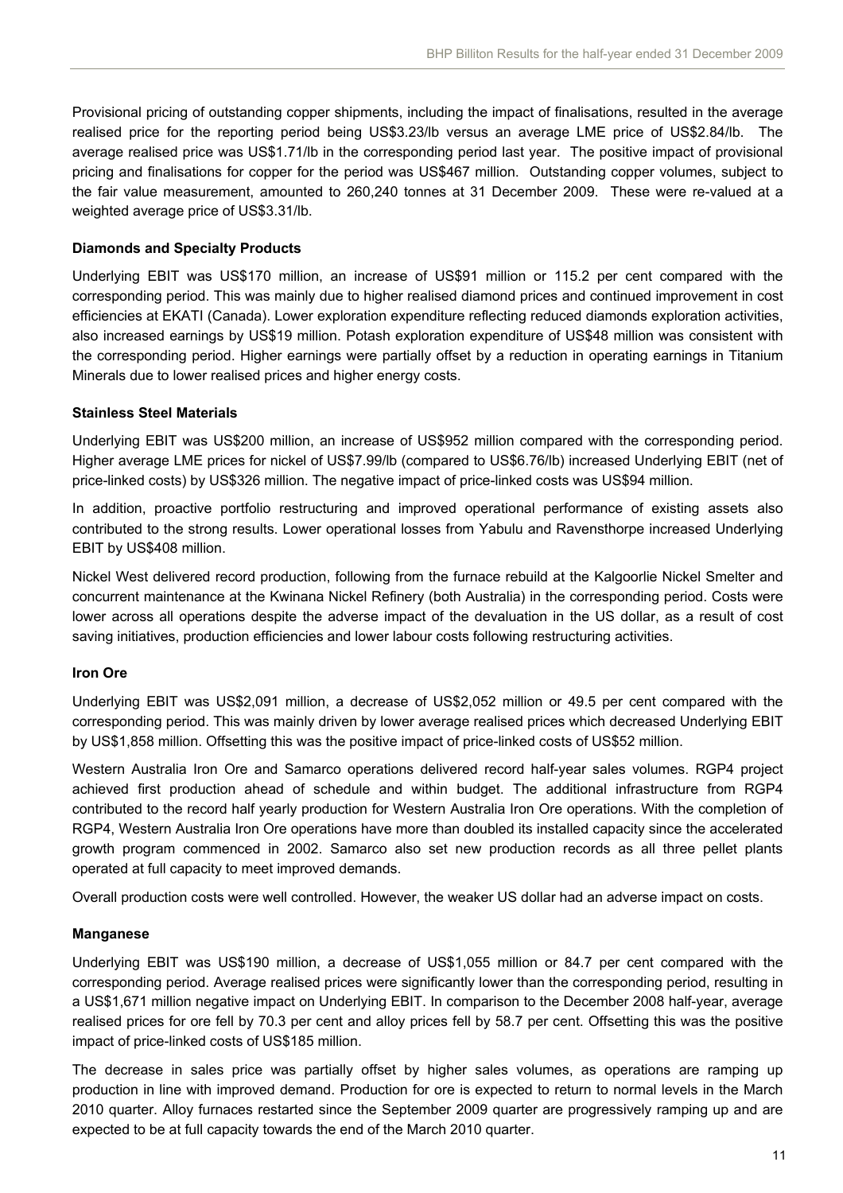Provisional pricing of outstanding copper shipments, including the impact of finalisations, resulted in the average realised price for the reporting period being US$3.23/lb versus an average LME price of US$2.84/lb. The average realised price was US$1.71/lb in the corresponding period last year. The positive impact of provisional pricing and finalisations for copper for the period was US$467 million. Outstanding copper volumes, subject to the fair value measurement, amounted to 260,240 tonnes at 31 December 2009. These were re-valued at a weighted average price of US$3.31/lb.

**Diamonds and Specialty Products**

Underlying EBIT was US$170 million, an increase of US$91 million or 115.2 per cent compared with the corresponding period. This was mainly due to higher realised diamond prices and continued improvement in cost efficiencies at EKATI (Canada). Lower exploration expenditure reflecting reduced diamonds exploration activities, also increased earnings by US$19 million. Potash exploration expenditure of US$48 million was consistent with the corresponding period. Higher earnings were partially offset by a reduction in operating earnings in Titanium Minerals due to lower realised prices and higher energy costs.

**Stainless Steel Materials**

Underlying EBIT was US$200 million, an increase of US$952 million compared with the corresponding period. Higher average LME prices for nickel of US$7.99/lb (compared to US$6.76/lb) increased Underlying EBIT (net of price-linked costs) by US$326 million. The negative impact of price-linked costs was US$94 million.

In addition, proactive portfolio restructuring and improved operational performance of existing assets also contributed to the strong results. Lower operational losses from Yabulu and Ravensthorpe increased Underlying EBIT by US$408 million.

Nickel West delivered record production, following from the furnace rebuild at the Kalgoorlie Nickel Smelter and concurrent maintenance at the Kwinana Nickel Refinery (both Australia) in the corresponding period. Costs were lower across all operations despite the adverse impact of the devaluation in the US dollar, as a result of cost saving initiatives, production efficiencies and lower labour costs following restructuring activities.

**Iron Ore**

Underlying EBIT was US$2,091 million, a decrease of US$2,052 million or 49.5 per cent compared with the corresponding period. This was mainly driven by lower average realised prices which decreased Underlying EBIT by US$1,858 million. Offsetting this was the positive impact of price-linked costs of US$52 million.

Western Australia Iron Ore and Samarco operations delivered record half-year sales volumes. RGP4 project achieved first production ahead of schedule and within budget. The additional infrastructure from RGP4 contributed to the record half yearly production for Western Australia Iron Ore operations. With the completion of RGP4, Western Australia Iron Ore operations have more than doubled its installed capacity since the accelerated growth program commenced in 2002. Samarco also set new production records as all three pellet plants operated at full capacity to meet improved demands.

Overall production costs were well controlled. However, the weaker US dollar had an adverse impact on costs.

**Manganese**

Underlying EBIT was US$190 million, a decrease of US$1,055 million or 84.7 per cent compared with the corresponding period. Average realised prices were significantly lower than the corresponding period, resulting in a US$1,671 million negative impact on Underlying EBIT. In comparison to the December 2008 half-year, average realised prices for ore fell by 70.3 per cent and alloy prices fell by 58.7 per cent. Offsetting this was the positive impact of price-linked costs of US$185 million.

The decrease in sales price was partially offset by higher sales volumes, as operations are ramping up production in line with improved demand. Production for ore is expected to return to normal levels in the March 2010 quarter. Alloy furnaces restarted since the September 2009 quarter are progressively ramping up and are expected to be at full capacity towards the end of the March 2010 quarter.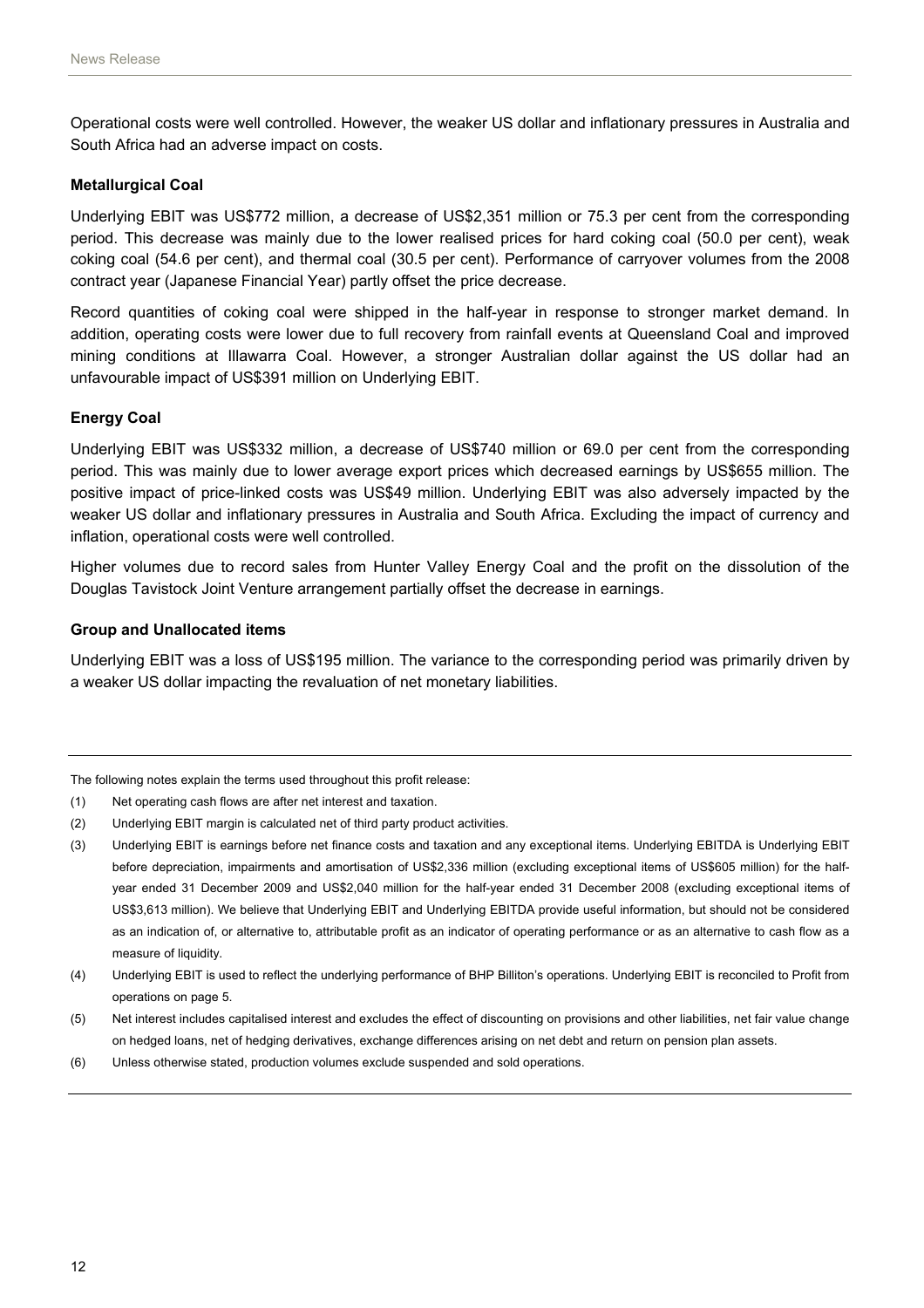Operational costs were well controlled. However, the weaker US dollar and inflationary pressures in Australia and South Africa had an adverse impact on costs.

**Metallurgical Coal**

Underlying EBIT was US$772 million, a decrease of US$2,351 million or 75.3 per cent from the corresponding period. This decrease was mainly due to the lower realised prices for hard coking coal (50.0 per cent), weak coking coal (54.6 per cent), and thermal coal (30.5 per cent). Performance of carryover volumes from the 2008 contract year (Japanese Financial Year) partly offset the price decrease.

Record quantities of coking coal were shipped in the half-year in response to stronger market demand. In addition, operating costs were lower due to full recovery from rainfall events at Queensland Coal and improved mining conditions at Illawarra Coal. However, a stronger Australian dollar against the US dollar had an unfavourable impact of US$391 million on Underlying EBIT.

**Energy Coal**

Underlying EBIT was US$332 million, a decrease of US$740 million or 69.0 per cent from the corresponding period. This was mainly due to lower average export prices which decreased earnings by US$655 million. The positive impact of price-linked costs was US$49 million. Underlying EBIT was also adversely impacted by the weaker US dollar and inflationary pressures in Australia and South Africa. Excluding the impact of currency and inflation, operational costs were well controlled.

Higher volumes due to record sales from Hunter Valley Energy Coal and the profit on the dissolution of the Douglas Tavistock Joint Venture arrangement partially offset the decrease in earnings.

**Group and Unallocated items**

Underlying EBIT was a loss of US$195 million. The variance to the corresponding period was primarily driven by a weaker US dollar impacting the revaluation of net monetary liabilities.

---

The following notes explain the terms used throughout this profit release:

(1) Net operating cash flows are after net interest and taxation.

(2) Underlying EBIT margin is calculated net of third party product activities.

(3) Underlying EBIT is earnings before net finance costs and taxation and any exceptional items. Underlying EBITDA is Underlying EBIT before depreciation, impairments and amortisation of US$2,336 million (excluding exceptional items of US$605 million) for the half-year ended 31 December 2009 and US$2,040 million for the half-year ended 31 December 2008 (excluding exceptional items of US$3,613 million). We believe that Underlying EBIT and Underlying EBITDA provide useful information, but should not be considered as an indication of, or alternative to, attributable profit as an indicator of operating performance or as an alternative to cash flow as a measure of liquidity.

(4) Underlying EBIT is used to reflect the underlying performance of BHP Billiton's operations. Underlying EBIT is reconciled to Profit from operations on page 5.

(5) Net interest includes capitalised interest and excludes the effect of discounting on provisions and other liabilities, net fair value change on hedged loans, net of hedging derivatives, exchange differences arising on net debt and return on pension plan assets.

(6) Unless otherwise stated, production volumes exclude suspended and sold operations.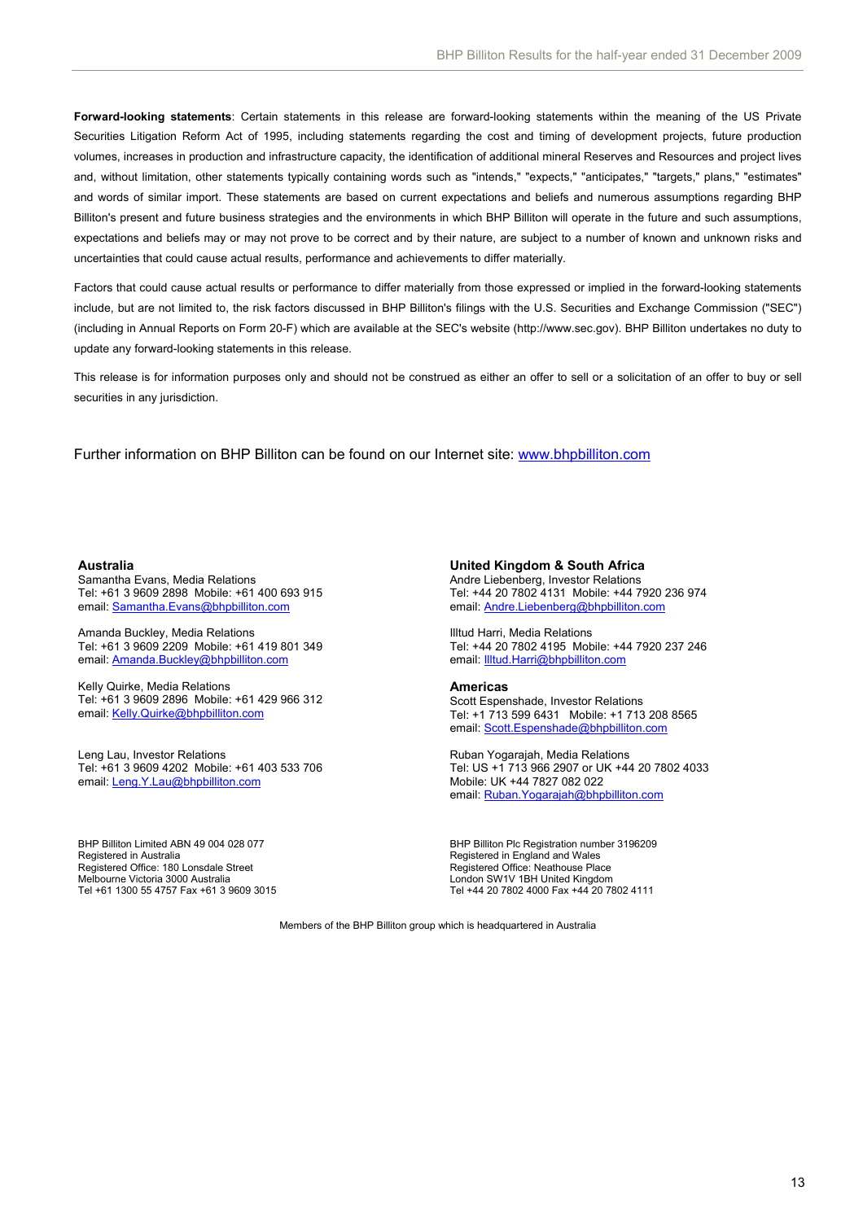**Forward-looking statements**: Certain statements in this release are forward-looking statements within the meaning of the US Private Securities Litigation Reform Act of 1995, including statements regarding the cost and timing of development projects, future production volumes, increases in production and infrastructure capacity, the identification of additional mineral Reserves and Resources and project lives and, without limitation, other statements typically containing words such as "intends," "expects," "anticipates," "targets," plans," "estimates" and words of similar import. These statements are based on current expectations and beliefs and numerous assumptions regarding BHP Billiton's present and future business strategies and the environments in which BHP Billiton will operate in the future and such assumptions, expectations and beliefs may or may not prove to be correct and by their nature, are subject to a number of known and unknown risks and uncertainties that could cause actual results, performance and achievements to differ materially.

Factors that could cause actual results or performance to differ materially from those expressed or implied in the forward-looking statements include, but are not limited to, the risk factors discussed in BHP Billiton's filings with the U.S. Securities and Exchange Commission ("SEC") (including in Annual Reports on Form 20-F) which are available at the SEC's website (http://www.sec.gov). BHP Billiton undertakes no duty to update any forward-looking statements in this release.

This release is for information purposes only and should not be construed as either an offer to sell or a solicitation of an offer to buy or sell securities in any jurisdiction.

Further information on BHP Billiton can be found on our Internet site: www.bhpbilliton.com

**Australia**
Samantha Evans, Media Relations
Tel: +61 3 9609 2898 Mobile: +61 400 693 915
email: Samantha.Evans@bhpbilliton.com

Amanda Buckley, Media Relations
Tel: +61 3 9609 2209 Mobile: +61 419 801 349
email: Amanda.Buckley@bhpbilliton.com

Kelly Quirke, Media Relations
Tel: +61 3 9609 2896 Mobile: +61 429 966 312
email: Kelly.Quirke@bhpbilliton.com

Leng Lau, Investor Relations
Tel: +61 3 9609 4202 Mobile: +61 403 533 706
email: Leng.Y.Lau@bhpbilliton.com

**United Kingdom & South Africa**
Andre Liebenberg, Investor Relations
Tel: +44 20 7802 4131 Mobile: +44 7920 236 974
email: Andre.Liebenberg@bhpbilliton.com

Illtud Harri, Media Relations
Tel: +44 20 7802 4195 Mobile: +44 7920 237 246
email: Illtud.Harri@bhpbilliton.com

**Americas**
Scott Espenshade, Investor Relations
Tel: +1 713 599 6431 Mobile: +1 713 208 8565
email: Scott.Espenshade@bhpbilliton.com

Ruban Yogarajah, Media Relations
Tel: US +1 713 966 2907 or UK +44 20 7802 4033
Mobile: UK +44 7827 082 022
email: Ruban.Yogarajah@bhpbilliton.com

BHP Billiton Limited ABN 49 004 028 077
Registered in Australia
Registered Office: 180 Lonsdale Street
Melbourne Victoria 3000 Australia
Tel +61 1300 55 4757 Fax +61 3 9609 3015

BHP Billiton Plc Registration number 3196209
Registered in England and Wales
Registered Office: Neathouse Place
London SW1V 1BH United Kingdom
Tel +44 20 7802 4000 Fax +44 20 7802 4111

Members of the BHP Billiton group which is headquartered in Australia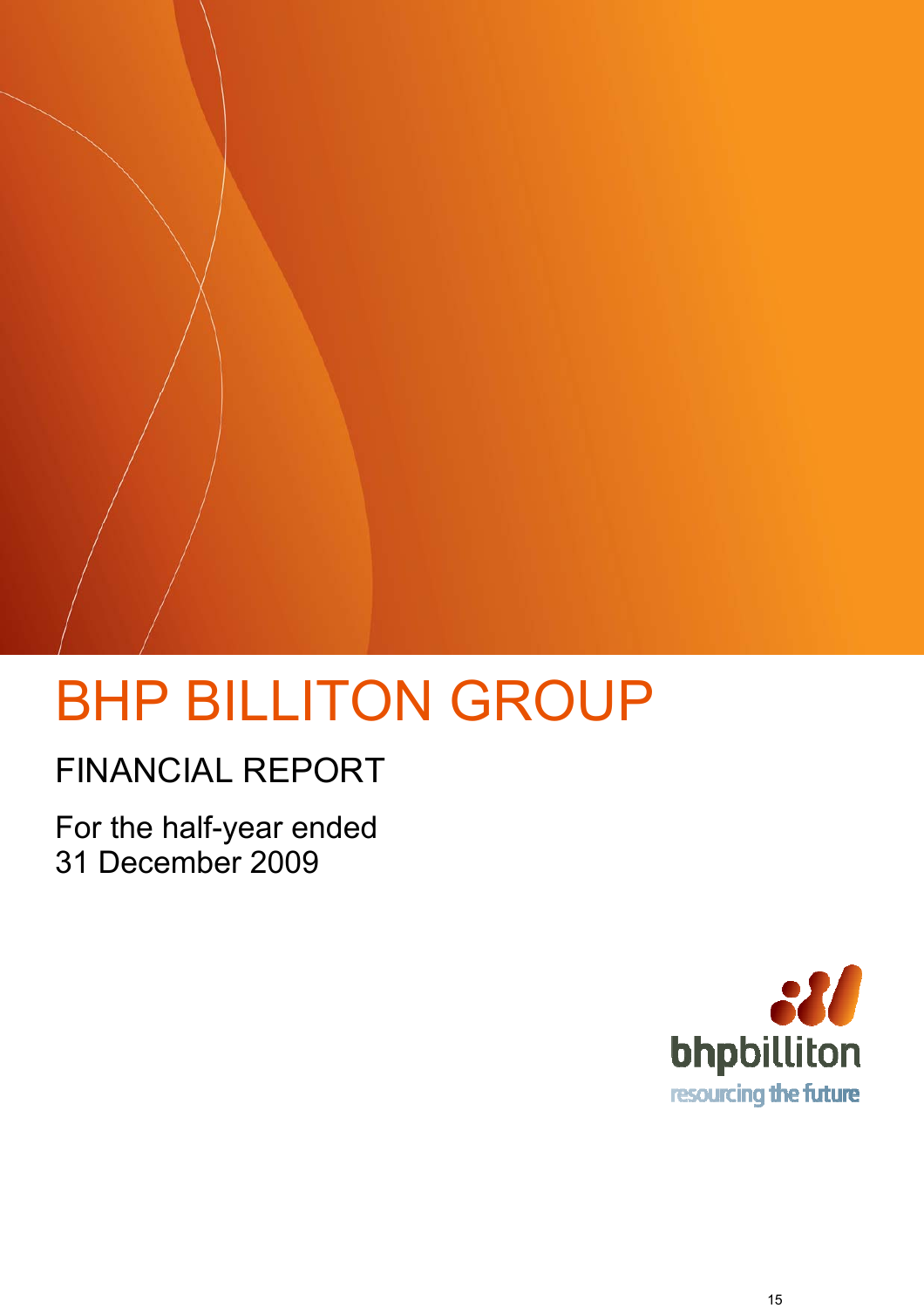# BHP BILLITON GROUP

## FINANCIAL REPORT

For the half-year ended
31 December 2009

bhpbilliton
resourcing the future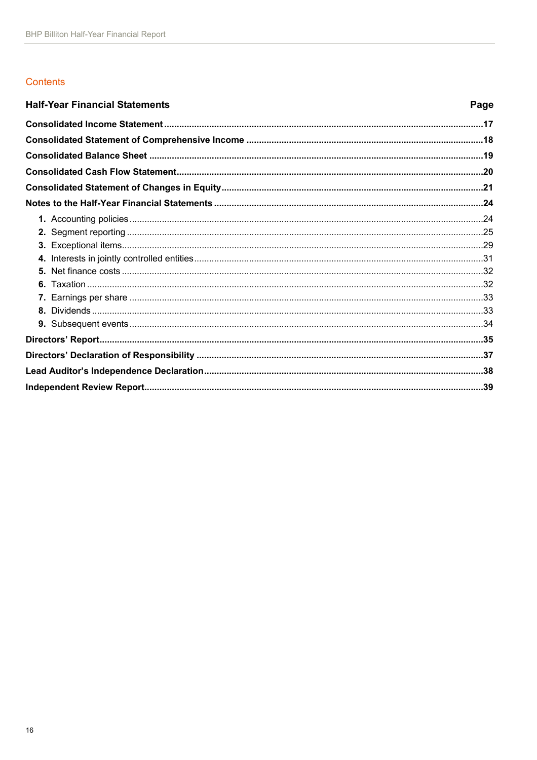## Contents

| Half-Year Financial Statements | Page |
|---|---|
| **Consolidated Income Statement** | **17** |
| **Consolidated Statement of Comprehensive Income** | **18** |
| **Consolidated Balance Sheet** | **19** |
| **Consolidated Cash Flow Statement** | **20** |
| **Consolidated Statement of Changes in Equity** | **21** |
| **Notes to the Half-Year Financial Statements** | **24** |
| **1.** Accounting policies | 24 |
| **2.** Segment reporting | 25 |
| **3.** Exceptional items | 29 |
| **4.** Interests in jointly controlled entities | 31 |
| **5.** Net finance costs | 32 |
| **6.** Taxation | 32 |
| **7.** Earnings per share | 33 |
| **8.** Dividends | 33 |
| **9.** Subsequent events | 34 |
| **Directors' Report** | **35** |
| **Directors' Declaration of Responsibility** | **37** |
| **Lead Auditor's Independence Declaration** | **38** |
| **Independent Review Report** | **39** |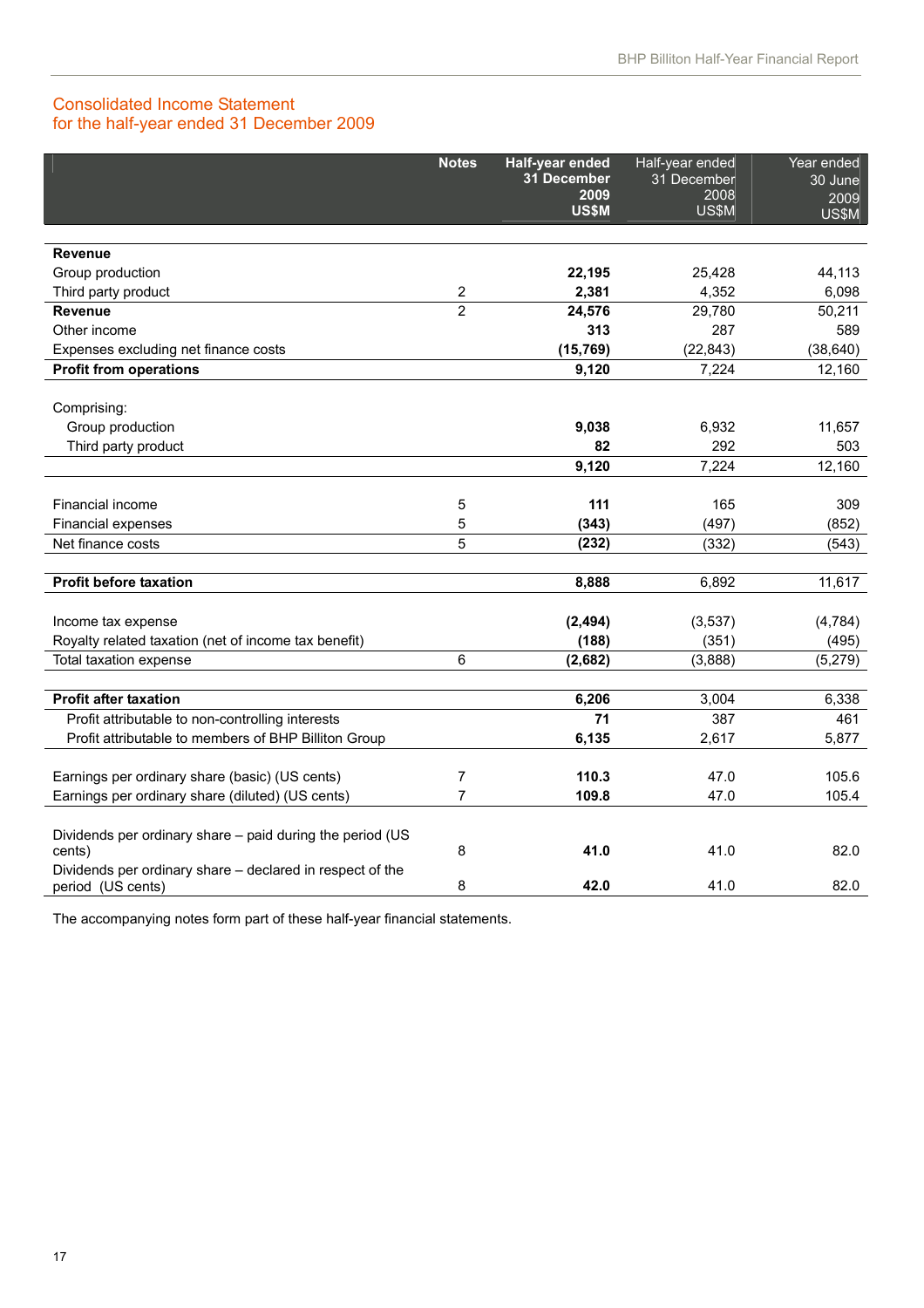## Consolidated Income Statement
## for the half-year ended 31 December 2009

| | Notes | Half-year ended 31 December 2009 US$M | Half-year ended 31 December 2008 US$M | Year ended 30 June 2009 US$M |
|---|---|---|---|---|
| **Revenue** | | | | |
| Group production | | **22,195** | 25,428 | 44,113 |
| Third party product | 2 | **2,381** | 4,352 | 6,098 |
| **Revenue** | 2 | **24,576** | 29,780 | 50,211 |
| Other income | | **313** | 287 | 589 |
| Expenses excluding net finance costs | | **(15,769)** | (22,843) | (38,640) |
| **Profit from operations** | | **9,120** | 7,224 | 12,160 |
| | | | | |
| Comprising: | | | | |
| Group production | | **9,038** | 6,932 | 11,657 |
| Third party product | | **82** | 292 | 503 |
| | | **9,120** | 7,224 | 12,160 |
| | | | | |
| Financial income | 5 | **111** | 165 | 309 |
| Financial expenses | 5 | **(343)** | (497) | (852) |
| Net finance costs | 5 | **(232)** | (332) | (543) |
| | | | | |
| **Profit before taxation** | | **8,888** | 6,892 | 11,617 |
| | | | | |
| Income tax expense | | **(2,494)** | (3,537) | (4,784) |
| Royalty related taxation (net of income tax benefit) | | **(188)** | (351) | (495) |
| Total taxation expense | 6 | **(2,682)** | (3,888) | (5,279) |
| | | | | |
| **Profit after taxation** | | **6,206** | 3,004 | 6,338 |
| Profit attributable to non-controlling interests | | **71** | 387 | 461 |
| Profit attributable to members of BHP Billiton Group | | **6,135** | 2,617 | 5,877 |
| | | | | |
| Earnings per ordinary share (basic) (US cents) | 7 | **110.3** | 47.0 | 105.6 |
| Earnings per ordinary share (diluted) (US cents) | 7 | **109.8** | 47.0 | 105.4 |
| | | | | |
| Dividends per ordinary share – paid during the period (US cents) | 8 | **41.0** | 41.0 | 82.0 |
| Dividends per ordinary share – declared in respect of the period (US cents) | 8 | **42.0** | 41.0 | 82.0 |

The accompanying notes form part of these half-year financial statements.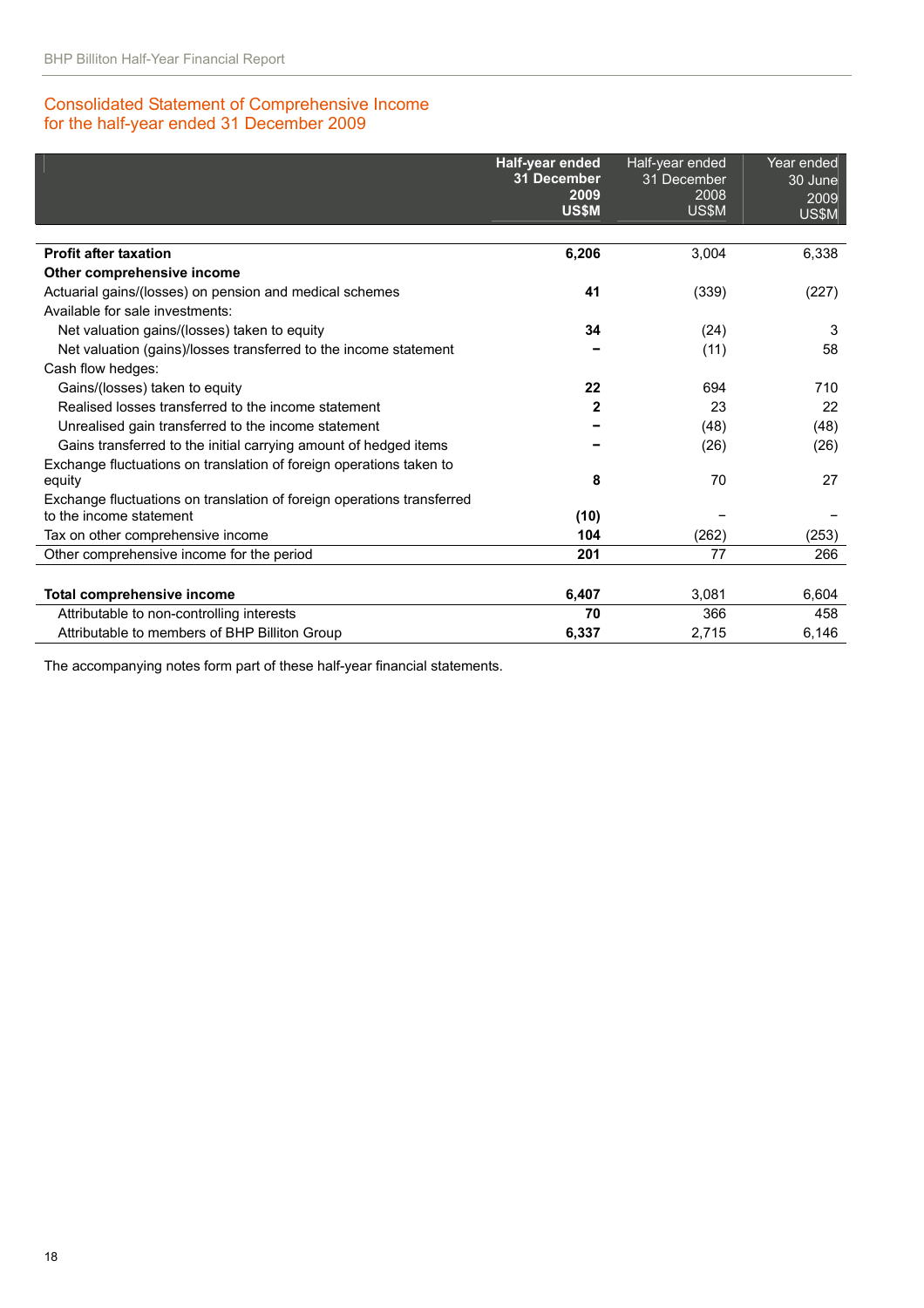## Consolidated Statement of Comprehensive Income for the half-year ended 31 December 2009

| | **Half-year ended 31 December 2009 US$M** | Half-year ended 31 December 2008 US$M | Year ended 30 June 2009 US$M |
|---|---|---|---|
| **Profit after taxation** | **6,206** | 3,004 | 6,338 |
| **Other comprehensive income** | | | |
| Actuarial gains/(losses) on pension and medical schemes | **41** | (339) | (227) |
| Available for sale investments: | | | |
| Net valuation gains/(losses) taken to equity | **34** | (24) | 3 |
| Net valuation (gains)/losses transferred to the income statement | **–** | (11) | 58 |
| Cash flow hedges: | | | |
| Gains/(losses) taken to equity | **22** | 694 | 710 |
| Realised losses transferred to the income statement | **2** | 23 | 22 |
| Unrealised gain transferred to the income statement | **–** | (48) | (48) |
| Gains transferred to the initial carrying amount of hedged items | **–** | (26) | (26) |
| Exchange fluctuations on translation of foreign operations taken to equity | **8** | 70 | 27 |
| Exchange fluctuations on translation of foreign operations transferred to the income statement | **(10)** | – | – |
| Tax on other comprehensive income | **104** | (262) | (253) |
| Other comprehensive income for the period | **201** | 77 | 266 |
| | | | |
| **Total comprehensive income** | **6,407** | 3,081 | 6,604 |
| Attributable to non-controlling interests | **70** | 366 | 458 |
| Attributable to members of BHP Billiton Group | **6,337** | 2,715 | 6,146 |

The accompanying notes form part of these half-year financial statements.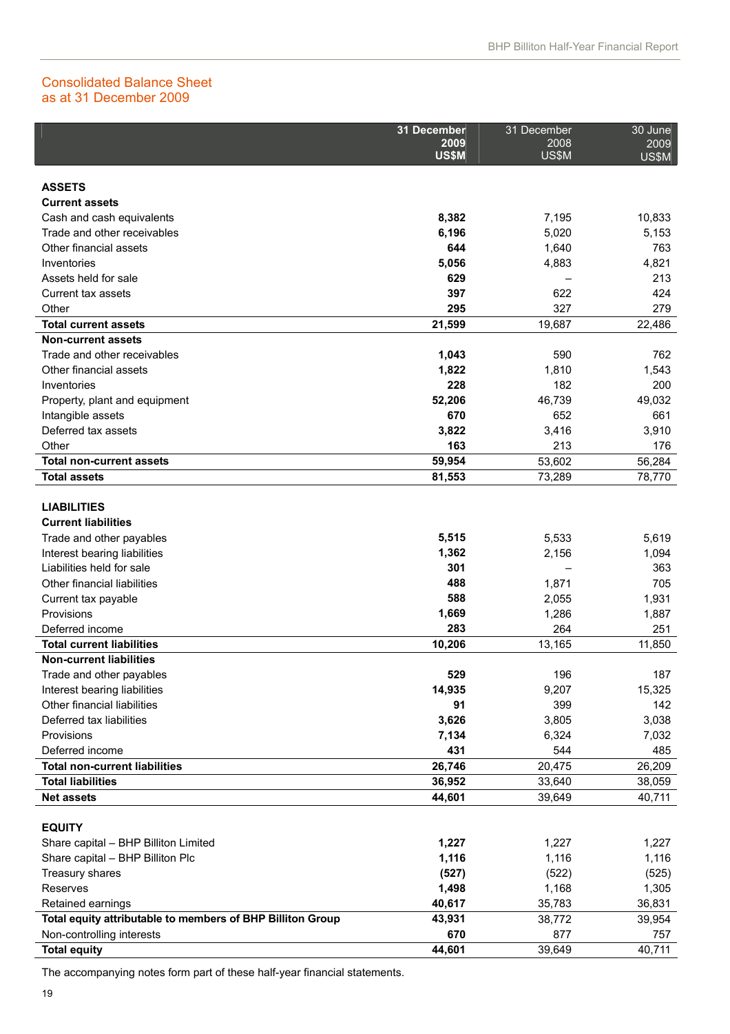## Consolidated Balance Sheet
## as at 31 December 2009

| | **31 December 2009 US$M** | 31 December 2008 US$M | 30 June 2009 US$M |
|---|---|---|---|
| **ASSETS** | | | |
| **Current assets** | | | |
| Cash and cash equivalents | **8,382** | 7,195 | 10,833 |
| Trade and other receivables | **6,196** | 5,020 | 5,153 |
| Other financial assets | **644** | 1,640 | 763 |
| Inventories | **5,056** | 4,883 | 4,821 |
| Assets held for sale | **629** | – | 213 |
| Current tax assets | **397** | 622 | 424 |
| Other | **295** | 327 | 279 |
| **Total current assets** | **21,599** | 19,687 | 22,486 |
| **Non-current assets** | | | |
| Trade and other receivables | **1,043** | 590 | 762 |
| Other financial assets | **1,822** | 1,810 | 1,543 |
| Inventories | **228** | 182 | 200 |
| Property, plant and equipment | **52,206** | 46,739 | 49,032 |
| Intangible assets | **670** | 652 | 661 |
| Deferred tax assets | **3,822** | 3,416 | 3,910 |
| Other | **163** | 213 | 176 |
| **Total non-current assets** | **59,954** | 53,602 | 56,284 |
| **Total assets** | **81,553** | 73,289 | 78,770 |
| **LIABILITIES** | | | |
| **Current liabilities** | | | |
| Trade and other payables | **5,515** | 5,533 | 5,619 |
| Interest bearing liabilities | **1,362** | 2,156 | 1,094 |
| Liabilities held for sale | **301** | – | 363 |
| Other financial liabilities | **488** | 1,871 | 705 |
| Current tax payable | **588** | 2,055 | 1,931 |
| Provisions | **1,669** | 1,286 | 1,887 |
| Deferred income | **283** | 264 | 251 |
| **Total current liabilities** | **10,206** | 13,165 | 11,850 |
| **Non-current liabilities** | | | |
| Trade and other payables | **529** | 196 | 187 |
| Interest bearing liabilities | **14,935** | 9,207 | 15,325 |
| Other financial liabilities | **91** | 399 | 142 |
| Deferred tax liabilities | **3,626** | 3,805 | 3,038 |
| Provisions | **7,134** | 6,324 | 7,032 |
| Deferred income | **431** | 544 | 485 |
| **Total non-current liabilities** | **26,746** | 20,475 | 26,209 |
| **Total liabilities** | **36,952** | 33,640 | 38,059 |
| **Net assets** | **44,601** | 39,649 | 40,711 |
| **EQUITY** | | | |
| Share capital – BHP Billiton Limited | **1,227** | 1,227 | 1,227 |
| Share capital – BHP Billiton Plc | **1,116** | 1,116 | 1,116 |
| Treasury shares | **(527)** | (522) | (525) |
| Reserves | **1,498** | 1,168 | 1,305 |
| Retained earnings | **40,617** | 35,783 | 36,831 |
| **Total equity attributable to members of BHP Billiton Group** | **43,931** | 38,772 | 39,954 |
| Non-controlling interests | **670** | 877 | 757 |
| **Total equity** | **44,601** | 39,649 | 40,711 |

The accompanying notes form part of these half-year financial statements.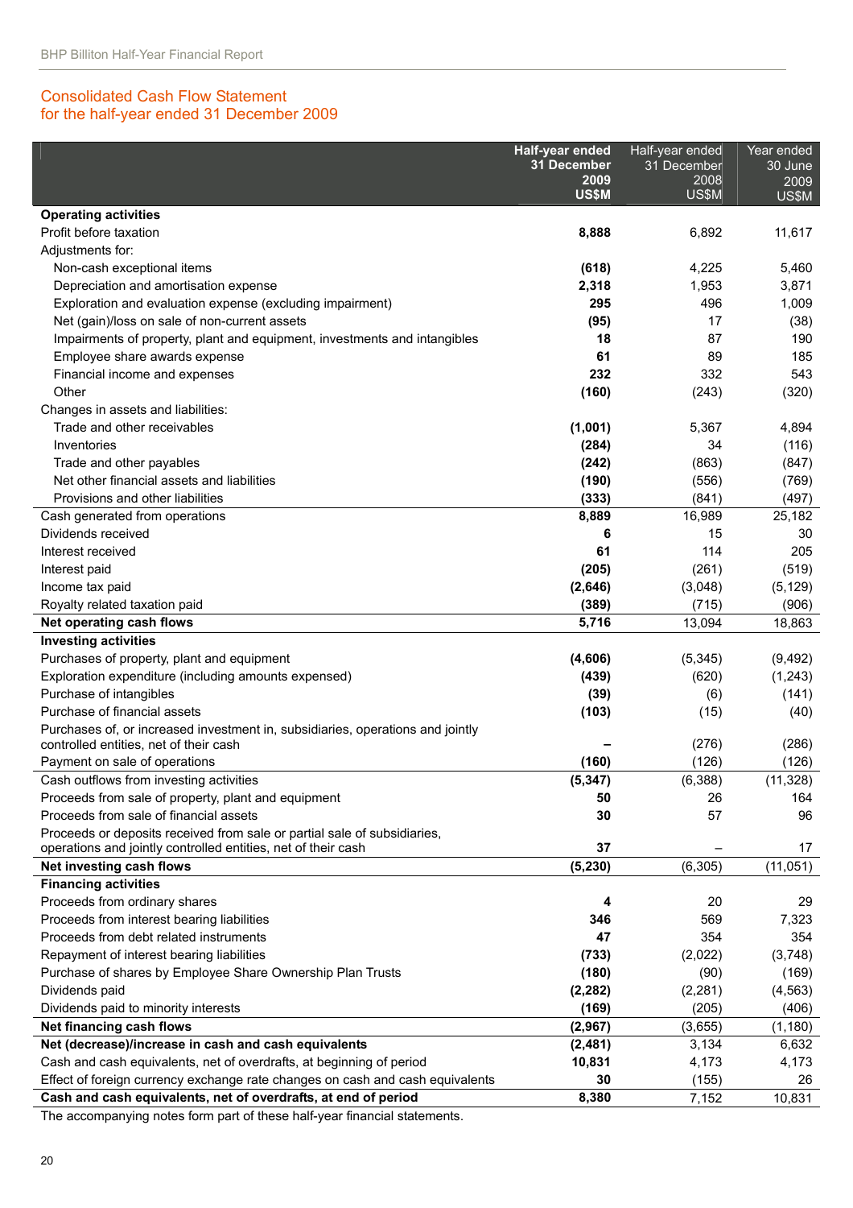## Consolidated Cash Flow Statement
## for the half-year ended 31 December 2009

| | **Half-year ended 31 December 2009 US$M** | Half-year ended 31 December 2008 US$M | Year ended 30 June 2009 US$M |
|---|---|---|---|
| **Operating activities** | | | |
| Profit before taxation | **8,888** | 6,892 | 11,617 |
| Adjustments for: | | | |
| Non-cash exceptional items | **(618)** | 4,225 | 5,460 |
| Depreciation and amortisation expense | **2,318** | 1,953 | 3,871 |
| Exploration and evaluation expense (excluding impairment) | **295** | 496 | 1,009 |
| Net (gain)/loss on sale of non-current assets | **(95)** | 17 | (38) |
| Impairments of property, plant and equipment, investments and intangibles | **18** | 87 | 190 |
| Employee share awards expense | **61** | 89 | 185 |
| Financial income and expenses | **232** | 332 | 543 |
| Other | **(160)** | (243) | (320) |
| Changes in assets and liabilities: | | | |
| Trade and other receivables | **(1,001)** | 5,367 | 4,894 |
| Inventories | **(284)** | 34 | (116) |
| Trade and other payables | **(242)** | (863) | (847) |
| Net other financial assets and liabilities | **(190)** | (556) | (769) |
| Provisions and other liabilities | **(333)** | (841) | (497) |
| Cash generated from operations | **8,889** | 16,989 | 25,182 |
| Dividends received | **6** | 15 | 30 |
| Interest received | **61** | 114 | 205 |
| Interest paid | **(205)** | (261) | (519) |
| Income tax paid | **(2,646)** | (3,048) | (5,129) |
| Royalty related taxation paid | **(389)** | (715) | (906) |
| **Net operating cash flows** | **5,716** | 13,094 | 18,863 |
| **Investing activities** | | | |
| Purchases of property, plant and equipment | **(4,606)** | (5,345) | (9,492) |
| Exploration expenditure (including amounts expensed) | **(439)** | (620) | (1,243) |
| Purchase of intangibles | **(39)** | (6) | (141) |
| Purchase of financial assets | **(103)** | (15) | (40) |
| Purchases of, or increased investment in, subsidiaries, operations and jointly controlled entities, net of their cash | **–** | (276) | (286) |
| Payment on sale of operations | **(160)** | (126) | (126) |
| Cash outflows from investing activities | **(5,347)** | (6,388) | (11,328) |
| Proceeds from sale of property, plant and equipment | **50** | 26 | 164 |
| Proceeds from sale of financial assets | **30** | 57 | 96 |
| Proceeds or deposits received from sale or partial sale of subsidiaries, operations and jointly controlled entities, net of their cash | **37** | – | 17 |
| **Net investing cash flows** | **(5,230)** | (6,305) | (11,051) |
| **Financing activities** | | | |
| Proceeds from ordinary shares | **4** | 20 | 29 |
| Proceeds from interest bearing liabilities | **346** | 569 | 7,323 |
| Proceeds from debt related instruments | **47** | 354 | 354 |
| Repayment of interest bearing liabilities | **(733)** | (2,022) | (3,748) |
| Purchase of shares by Employee Share Ownership Plan Trusts | **(180)** | (90) | (169) |
| Dividends paid | **(2,282)** | (2,281) | (4,563) |
| Dividends paid to minority interests | **(169)** | (205) | (406) |
| **Net financing cash flows** | **(2,967)** | (3,655) | (1,180) |
| **Net (decrease)/increase in cash and cash equivalents** | **(2,481)** | 3,134 | 6,632 |
| Cash and cash equivalents, net of overdrafts, at beginning of period | **10,831** | 4,173 | 4,173 |
| Effect of foreign currency exchange rate changes on cash and cash equivalents | **30** | (155) | 26 |
| **Cash and cash equivalents, net of overdrafts, at end of period** | **8,380** | 7,152 | 10,831 |

The accompanying notes form part of these half-year financial statements.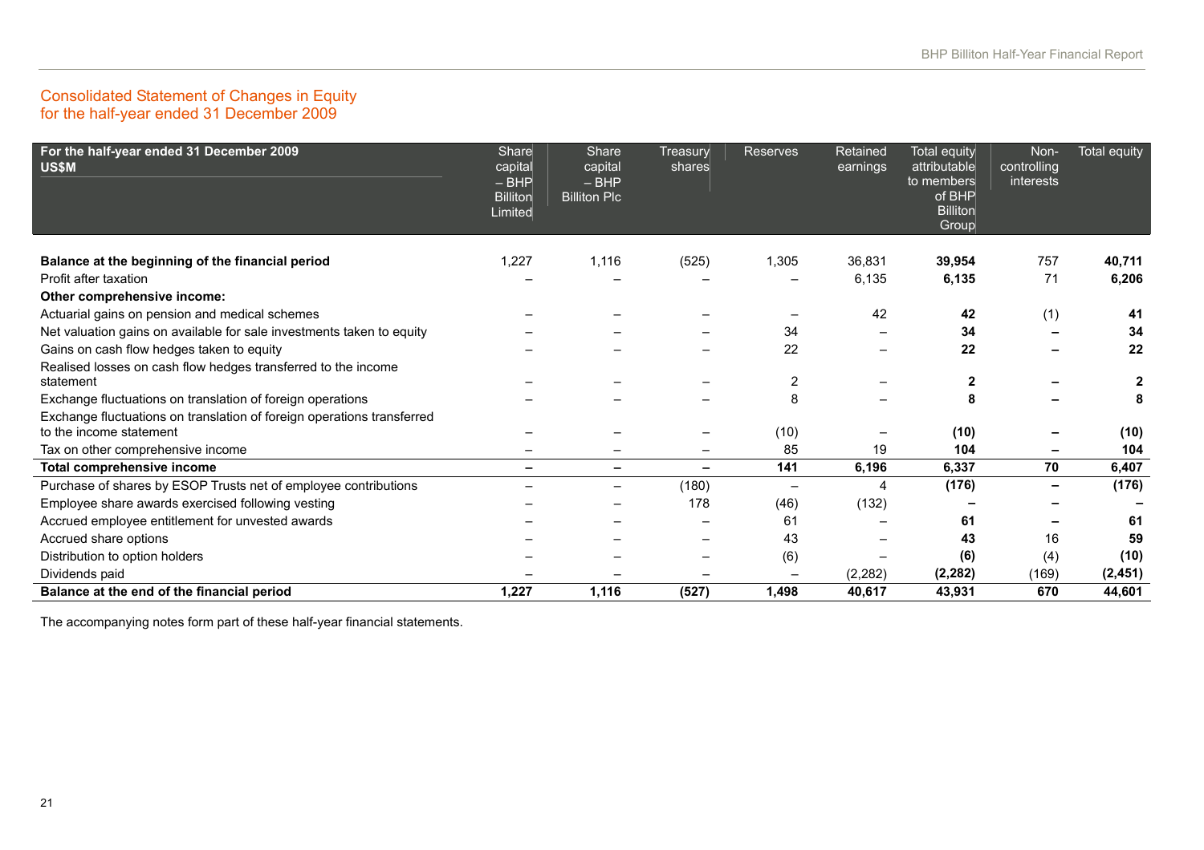## Consolidated Statement of Changes in Equity
## for the half-year ended 31 December 2009

| For the half-year ended 31 December 2009 US$M | Share capital – BHP Billiton Limited | Share capital – BHP Billiton Plc | Treasury shares | Reserves | Retained earnings | Total equity attributable to members of BHP Billiton Group | Non-controlling interests | Total equity |
|---|---|---|---|---|---|---|---|---|
| **Balance at the beginning of the financial period** | 1,227 | 1,116 | (525) | 1,305 | 36,831 | **39,954** | 757 | **40,711** |
| Profit after taxation | – | – | – | – | 6,135 | **6,135** | 71 | **6,206** |
| **Other comprehensive income:** | | | | | | | | |
| Actuarial gains on pension and medical schemes | – | – | – | – | 42 | **42** | (1) | **41** |
| Net valuation gains on available for sale investments taken to equity | – | – | – | 34 | – | **34** | – | **34** |
| Gains on cash flow hedges taken to equity | – | – | – | 22 | – | **22** | – | **22** |
| Realised losses on cash flow hedges transferred to the income statement | – | – | – | 2 | – | **2** | – | **2** |
| Exchange fluctuations on translation of foreign operations | – | – | – | 8 | – | **8** | – | **8** |
| Exchange fluctuations on translation of foreign operations transferred to the income statement | – | – | – | (10) | – | **(10)** | – | **(10)** |
| Tax on other comprehensive income | – | – | – | 85 | 19 | **104** | – | **104** |
| **Total comprehensive income** | **–** | **–** | **–** | **141** | **6,196** | **6,337** | **70** | **6,407** |
| Purchase of shares by ESOP Trusts net of employee contributions | – | – | (180) | – | 4 | **(176)** | – | **(176)** |
| Employee share awards exercised following vesting | – | – | 178 | (46) | (132) | **–** | – | **–** |
| Accrued employee entitlement for unvested awards | – | – | – | 61 | – | **61** | – | **61** |
| Accrued share options | – | – | – | 43 | – | **43** | 16 | **59** |
| Distribution to option holders | – | – | – | (6) | – | **(6)** | (4) | **(10)** |
| Dividends paid | – | – | – | – | (2,282) | **(2,282)** | (169) | **(2,451)** |
| **Balance at the end of the financial period** | **1,227** | **1,116** | **(527)** | **1,498** | **40,617** | **43,931** | **670** | **44,601** |

The accompanying notes form part of these half-year financial statements.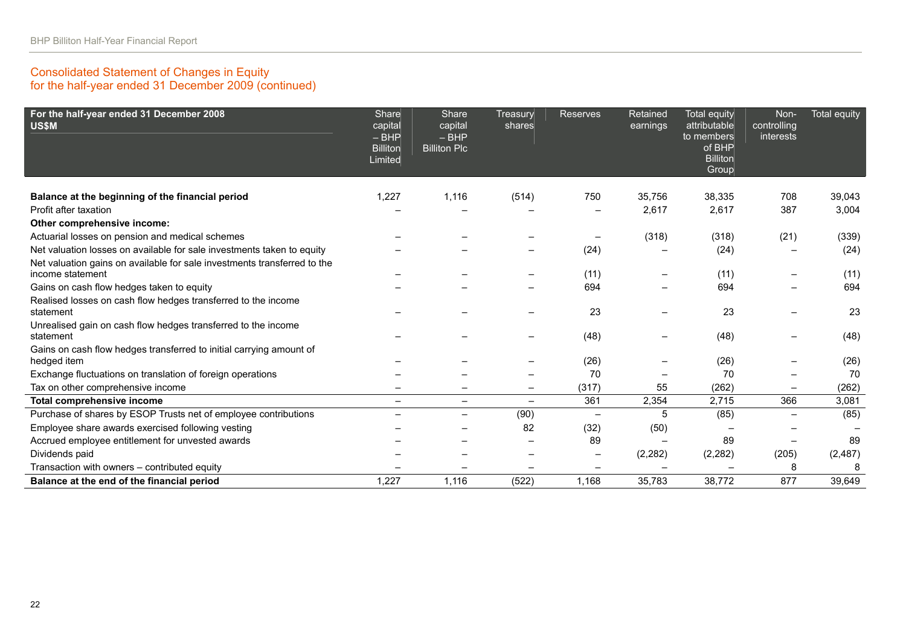## Consolidated Statement of Changes in Equity
## for the half-year ended 31 December 2009 (continued)

| For the half-year ended 31 December 2008 US$M | Share capital – BHP Billiton Limited | Share capital – BHP Billiton Plc | Treasury shares | Reserves | Retained earnings | Total equity attributable to members of BHP Billiton Group | Non-controlling interests | Total equity |
|---|---|---|---|---|---|---|---|---|
| **Balance at the beginning of the financial period** | 1,227 | 1,116 | (514) | 750 | 35,756 | 38,335 | 708 | 39,043 |
| Profit after taxation | – | – | – | – | 2,617 | 2,617 | 387 | 3,004 |
| **Other comprehensive income:** | | | | | | | | |
| Actuarial losses on pension and medical schemes | – | – | – | – | (318) | (318) | (21) | (339) |
| Net valuation losses on available for sale investments taken to equity | – | – | – | (24) | – | (24) | – | (24) |
| Net valuation gains on available for sale investments transferred to the income statement | – | – | – | (11) | – | (11) | – | (11) |
| Gains on cash flow hedges taken to equity | – | – | – | 694 | – | 694 | – | 694 |
| Realised losses on cash flow hedges transferred to the income statement | – | – | – | 23 | – | 23 | – | 23 |
| Unrealised gain on cash flow hedges transferred to the income statement | – | – | – | (48) | – | (48) | – | (48) |
| Gains on cash flow hedges transferred to initial carrying amount of hedged item | – | – | – | (26) | – | (26) | – | (26) |
| Exchange fluctuations on translation of foreign operations | – | – | – | 70 | – | 70 | – | 70 |
| Tax on other comprehensive income | – | – | – | (317) | 55 | (262) | – | (262) |
| **Total comprehensive income** | – | – | – | 361 | 2,354 | 2,715 | 366 | 3,081 |
| Purchase of shares by ESOP Trusts net of employee contributions | – | – | (90) | – | 5 | (85) | – | (85) |
| Employee share awards exercised following vesting | – | – | 82 | (32) | (50) | – | – | – |
| Accrued employee entitlement for unvested awards | – | – | – | 89 | – | 89 | – | 89 |
| Dividends paid | – | – | – | – | (2,282) | (2,282) | (205) | (2,487) |
| Transaction with owners – contributed equity | – | – | – | – | – | – | 8 | 8 |
| **Balance at the end of the financial period** | 1,227 | 1,116 | (522) | 1,168 | 35,783 | 38,772 | 877 | 39,649 |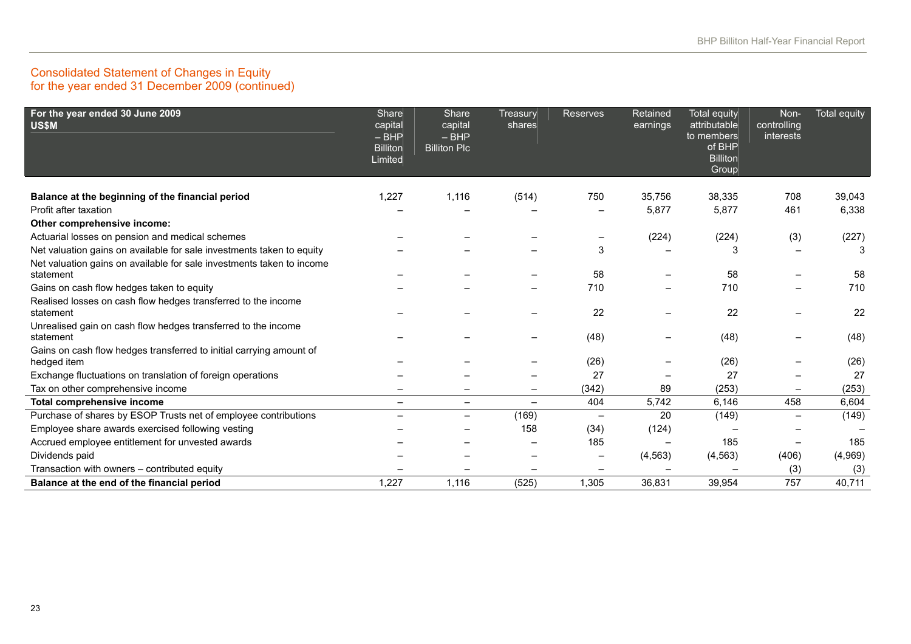## Consolidated Statement of Changes in Equity
## for the year ended 31 December 2009 (continued)

| For the year ended 30 June 2009 US$M | Share capital – BHP Billiton Limited | Share capital – BHP Billiton Plc | Treasury shares | Reserves | Retained earnings | Total equity attributable to members of BHP Billiton Group | Non-controlling interests | Total equity |
|---|---|---|---|---|---|---|---|---|
| **Balance at the beginning of the financial period** | 1,227 | 1,116 | (514) | 750 | 35,756 | 38,335 | 708 | 39,043 |
| Profit after taxation | – | – | – | – | 5,877 | 5,877 | 461 | 6,338 |
| **Other comprehensive income:** | | | | | | | | |
| Actuarial losses on pension and medical schemes | – | – | – | – | (224) | (224) | (3) | (227) |
| Net valuation gains on available for sale investments taken to equity | – | – | – | 3 | – | 3 | – | 3 |
| Net valuation gains on available for sale investments taken to income statement | – | – | – | 58 | – | 58 | – | 58 |
| Gains on cash flow hedges taken to equity | – | – | – | 710 | – | 710 | – | 710 |
| Realised losses on cash flow hedges transferred to the income statement | – | – | – | 22 | – | 22 | – | 22 |
| Unrealised gain on cash flow hedges transferred to the income statement | – | – | – | (48) | – | (48) | – | (48) |
| Gains on cash flow hedges transferred to initial carrying amount of hedged item | – | – | – | (26) | – | (26) | – | (26) |
| Exchange fluctuations on translation of foreign operations | – | – | – | 27 | – | 27 | – | 27 |
| Tax on other comprehensive income | – | – | – | (342) | 89 | (253) | – | (253) |
| **Total comprehensive income** | – | – | – | 404 | 5,742 | 6,146 | 458 | 6,604 |
| Purchase of shares by ESOP Trusts net of employee contributions | – | – | (169) | – | 20 | (149) | – | (149) |
| Employee share awards exercised following vesting | – | – | 158 | (34) | (124) | – | – | – |
| Accrued employee entitlement for unvested awards | – | – | – | 185 | – | 185 | – | 185 |
| Dividends paid | – | – | – | – | (4,563) | (4,563) | (406) | (4,969) |
| Transaction with owners – contributed equity | – | – | – | – | – | – | (3) | (3) |
| **Balance at the end of the financial period** | 1,227 | 1,116 | (525) | 1,305 | 36,831 | 39,954 | 757 | 40,711 |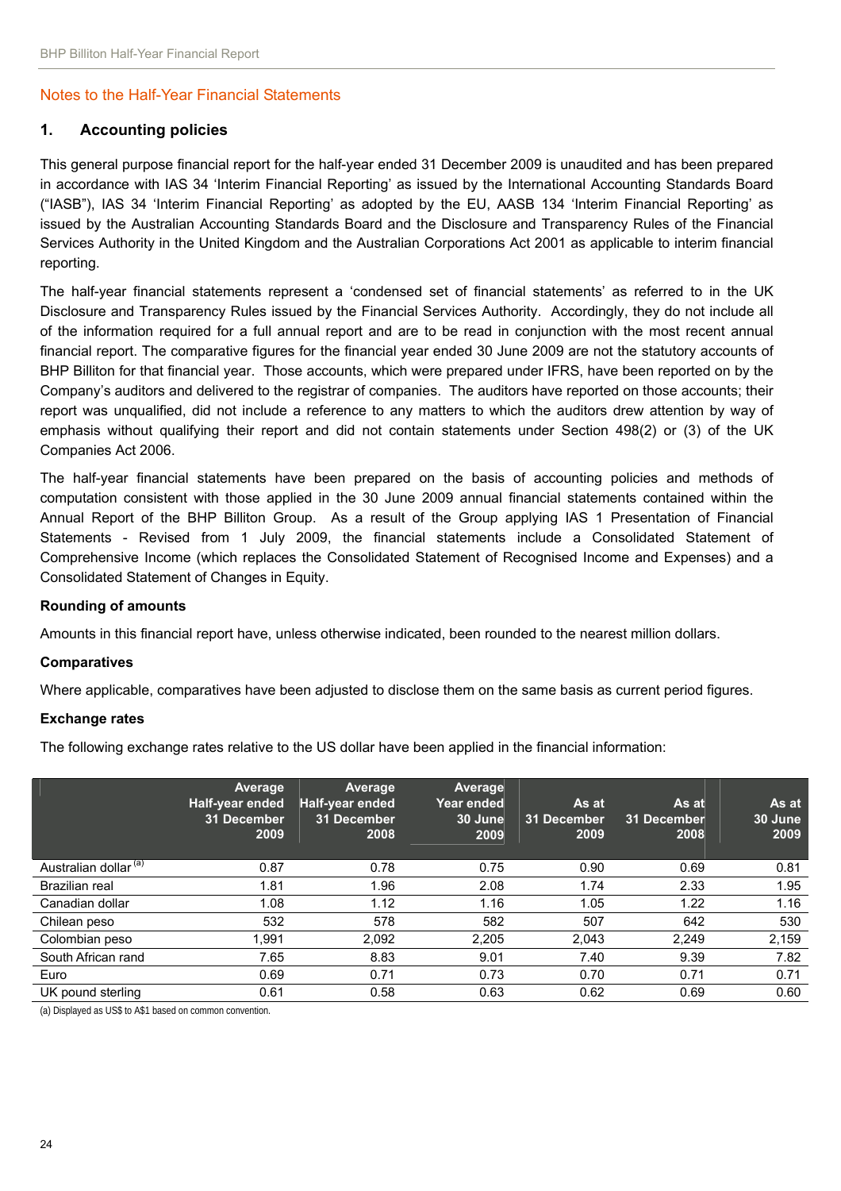## Notes to the Half-Year Financial Statements

### 1. Accounting policies

This general purpose financial report for the half-year ended 31 December 2009 is unaudited and has been prepared in accordance with IAS 34 'Interim Financial Reporting' as issued by the International Accounting Standards Board ("IASB"), IAS 34 'Interim Financial Reporting' as adopted by the EU, AASB 134 'Interim Financial Reporting' as issued by the Australian Accounting Standards Board and the Disclosure and Transparency Rules of the Financial Services Authority in the United Kingdom and the Australian Corporations Act 2001 as applicable to interim financial reporting.

The half-year financial statements represent a 'condensed set of financial statements' as referred to in the UK Disclosure and Transparency Rules issued by the Financial Services Authority. Accordingly, they do not include all of the information required for a full annual report and are to be read in conjunction with the most recent annual financial report. The comparative figures for the financial year ended 30 June 2009 are not the statutory accounts of BHP Billiton for that financial year. Those accounts, which were prepared under IFRS, have been reported on by the Company's auditors and delivered to the registrar of companies. The auditors have reported on those accounts; their report was unqualified, did not include a reference to any matters to which the auditors drew attention by way of emphasis without qualifying their report and did not contain statements under Section 498(2) or (3) of the UK Companies Act 2006.

The half-year financial statements have been prepared on the basis of accounting policies and methods of computation consistent with those applied in the 30 June 2009 annual financial statements contained within the Annual Report of the BHP Billiton Group. As a result of the Group applying IAS 1 Presentation of Financial Statements - Revised from 1 July 2009, the financial statements include a Consolidated Statement of Comprehensive Income (which replaces the Consolidated Statement of Recognised Income and Expenses) and a Consolidated Statement of Changes in Equity.

**Rounding of amounts**

Amounts in this financial report have, unless otherwise indicated, been rounded to the nearest million dollars.

**Comparatives**

Where applicable, comparatives have been adjusted to disclose them on the same basis as current period figures.

**Exchange rates**

The following exchange rates relative to the US dollar have been applied in the financial information:

| | Average Half-year ended 31 December 2009 | Average Half-year ended 31 December 2008 | Average Year ended 30 June 2009 | As at 31 December 2009 | As at 31 December 2008 | As at 30 June 2009 |
|---|---|---|---|---|---|---|
| Australian dollar [(a)] | 0.87 | 0.78 | 0.75 | 0.90 | 0.69 | 0.81 |
| Brazilian real | 1.81 | 1.96 | 2.08 | 1.74 | 2.33 | 1.95 |
| Canadian dollar | 1.08 | 1.12 | 1.16 | 1.05 | 1.22 | 1.16 |
| Chilean peso | 532 | 578 | 582 | 507 | 642 | 530 |
| Colombian peso | 1,991 | 2,092 | 2,205 | 2,043 | 2,249 | 2,159 |
| South African rand | 7.65 | 8.83 | 9.01 | 7.40 | 9.39 | 7.82 |
| Euro | 0.69 | 0.71 | 0.73 | 0.70 | 0.71 | 0.71 |
| UK pound sterling | 0.61 | 0.58 | 0.63 | 0.62 | 0.69 | 0.60 |

(a) Displayed as US$ to A$1 based on common convention.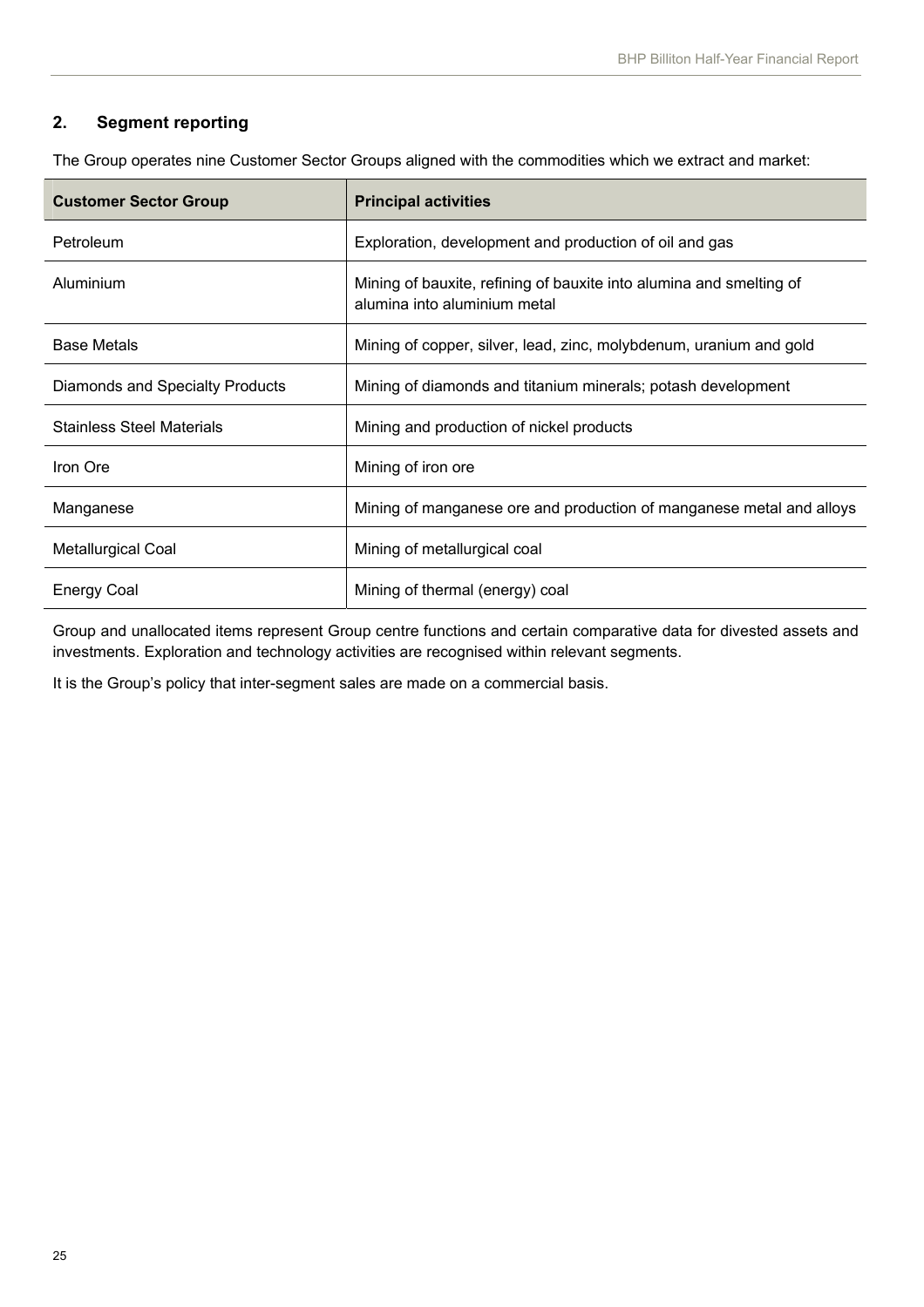## 2. Segment reporting

The Group operates nine Customer Sector Groups aligned with the commodities which we extract and market:

| Customer Sector Group | Principal activities |
| --- | --- |
| Petroleum | Exploration, development and production of oil and gas |
| Aluminium | Mining of bauxite, refining of bauxite into alumina and smelting of alumina into aluminium metal |
| Base Metals | Mining of copper, silver, lead, zinc, molybdenum, uranium and gold |
| Diamonds and Specialty Products | Mining of diamonds and titanium minerals; potash development |
| Stainless Steel Materials | Mining and production of nickel products |
| Iron Ore | Mining of iron ore |
| Manganese | Mining of manganese ore and production of manganese metal and alloys |
| Metallurgical Coal | Mining of metallurgical coal |
| Energy Coal | Mining of thermal (energy) coal |

Group and unallocated items represent Group centre functions and certain comparative data for divested assets and investments. Exploration and technology activities are recognised within relevant segments.

It is the Group's policy that inter-segment sales are made on a commercial basis.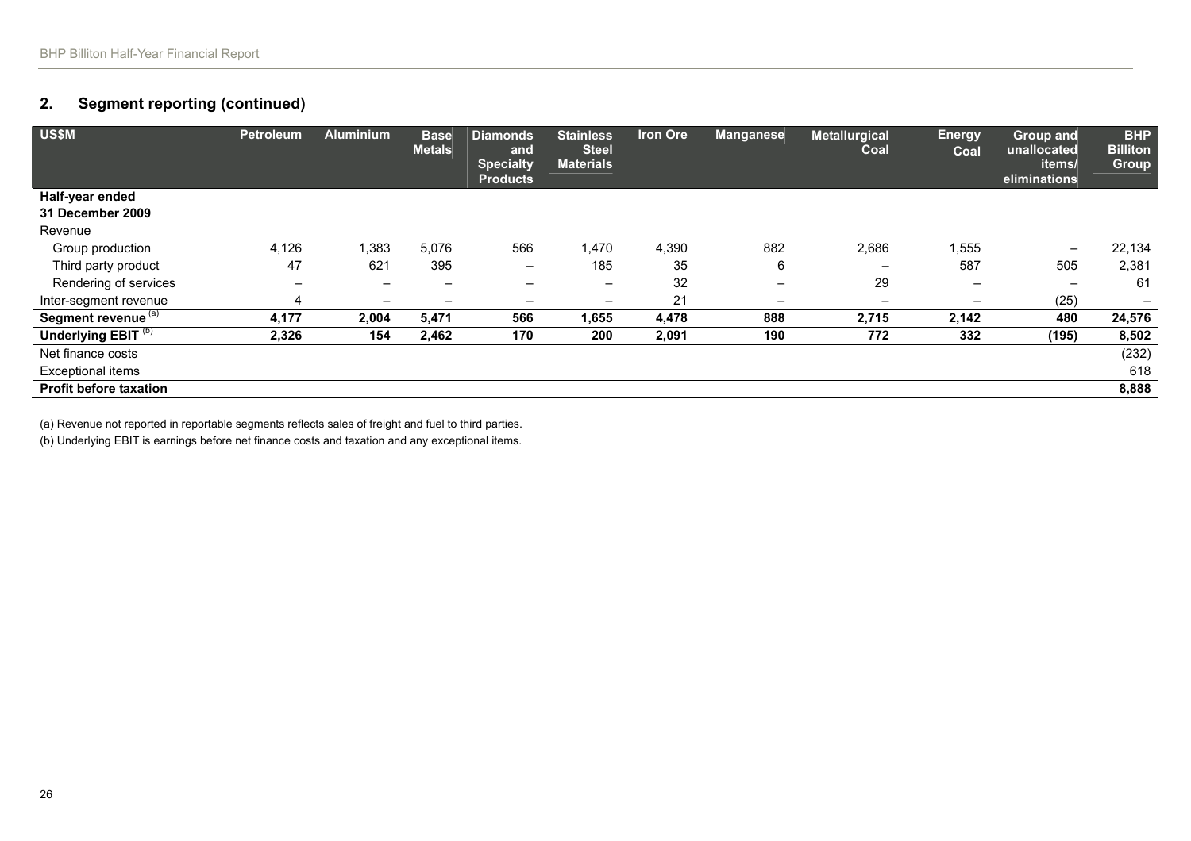## 2. Segment reporting (continued)

| US$M | Petroleum | Aluminium | Base Metals | Diamonds and Specialty Products | Stainless Steel Materials | Iron Ore | Manganese | Metallurgical Coal | Energy Coal | Group and unallocated items/ eliminations | BHP Billiton Group |
|---|---|---|---|---|---|---|---|---|---|---|---|
| **Half-year ended 31 December 2009** | | | | | | | | | | | |
| Revenue | | | | | | | | | | | |
| Group production | 4,126 | 1,383 | 5,076 | 566 | 1,470 | 4,390 | 882 | 2,686 | 1,555 | – | 22,134 |
| Third party product | 47 | 621 | 395 | – | 185 | 35 | 6 | – | 587 | 505 | 2,381 |
| Rendering of services | – | – | – | – | – | 32 | – | 29 | – | – | 61 |
| Inter-segment revenue | 4 | – | – | – | – | 21 | – | – | – | (25) | – |
| **Segment revenue [(a)]** | **4,177** | **2,004** | **5,471** | **566** | **1,655** | **4,478** | **888** | **2,715** | **2,142** | **480** | **24,576** |
| **Underlying EBIT [(b)]** | **2,326** | **154** | **2,462** | **170** | **200** | **2,091** | **190** | **772** | **332** | **(195)** | **8,502** |
| Net finance costs | | | | | | | | | | | (232) |
| Exceptional items | | | | | | | | | | | 618 |
| **Profit before taxation** | | | | | | | | | | | **8,888** |

(a) Revenue not reported in reportable segments reflects sales of freight and fuel to third parties.

(b) Underlying EBIT is earnings before net finance costs and taxation and any exceptional items.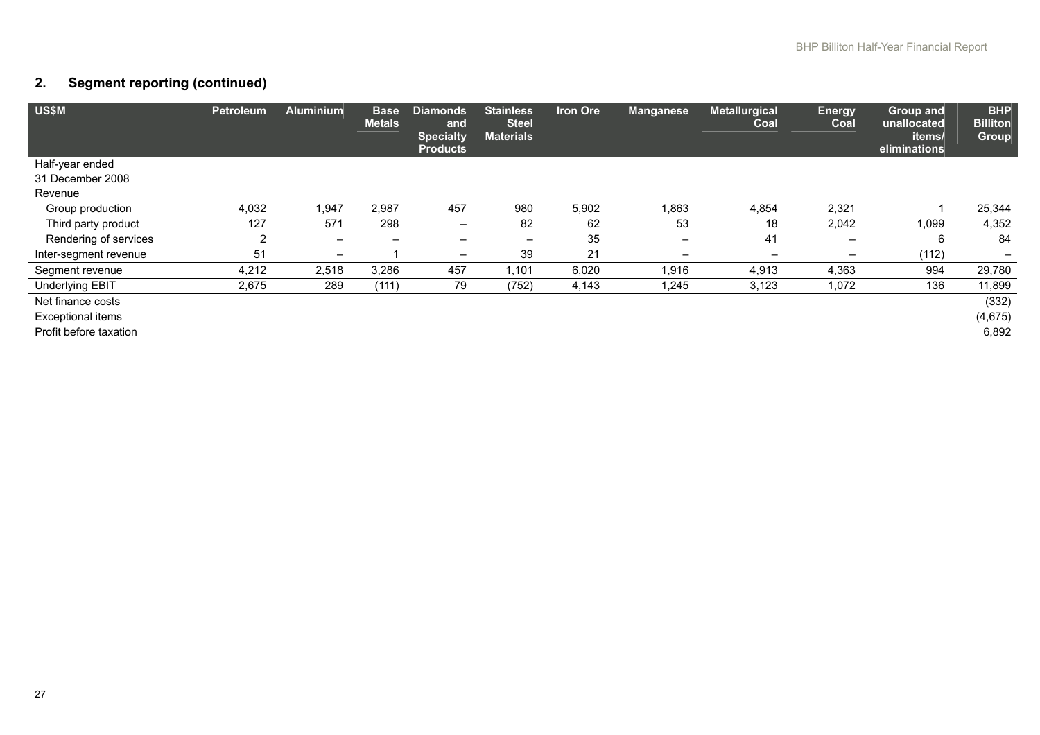## 2. Segment reporting (continued)

| US$M | Petroleum | Aluminium | Base Metals | Diamonds and Specialty Products | Stainless Steel Materials | Iron Ore | Manganese | Metallurgical Coal | Energy Coal | Group and unallocated items/ eliminations | BHP Billiton Group |
|---|---|---|---|---|---|---|---|---|---|---|---|
| Half-year ended 31 December 2008 | | | | | | | | | | | |
| Revenue | | | | | | | | | | | |
| Group production | 4,032 | 1,947 | 2,987 | 457 | 980 | 5,902 | 1,863 | 4,854 | 2,321 | 1 | 25,344 |
| Third party product | 127 | 571 | 298 | – | 82 | 62 | 53 | 18 | 2,042 | 1,099 | 4,352 |
| Rendering of services | 2 | – | – | – | – | 35 | – | 41 | – | 6 | 84 |
| Inter-segment revenue | 51 | – | 1 | – | 39 | 21 | – | – | – | (112) | – |
| Segment revenue | 4,212 | 2,518 | 3,286 | 457 | 1,101 | 6,020 | 1,916 | 4,913 | 4,363 | 994 | 29,780 |
| Underlying EBIT | 2,675 | 289 | (111) | 79 | (752) | 4,143 | 1,245 | 3,123 | 1,072 | 136 | 11,899 |
| Net finance costs | | | | | | | | | | | (332) |
| Exceptional items | | | | | | | | | | | (4,675) |
| Profit before taxation | | | | | | | | | | | 6,892 |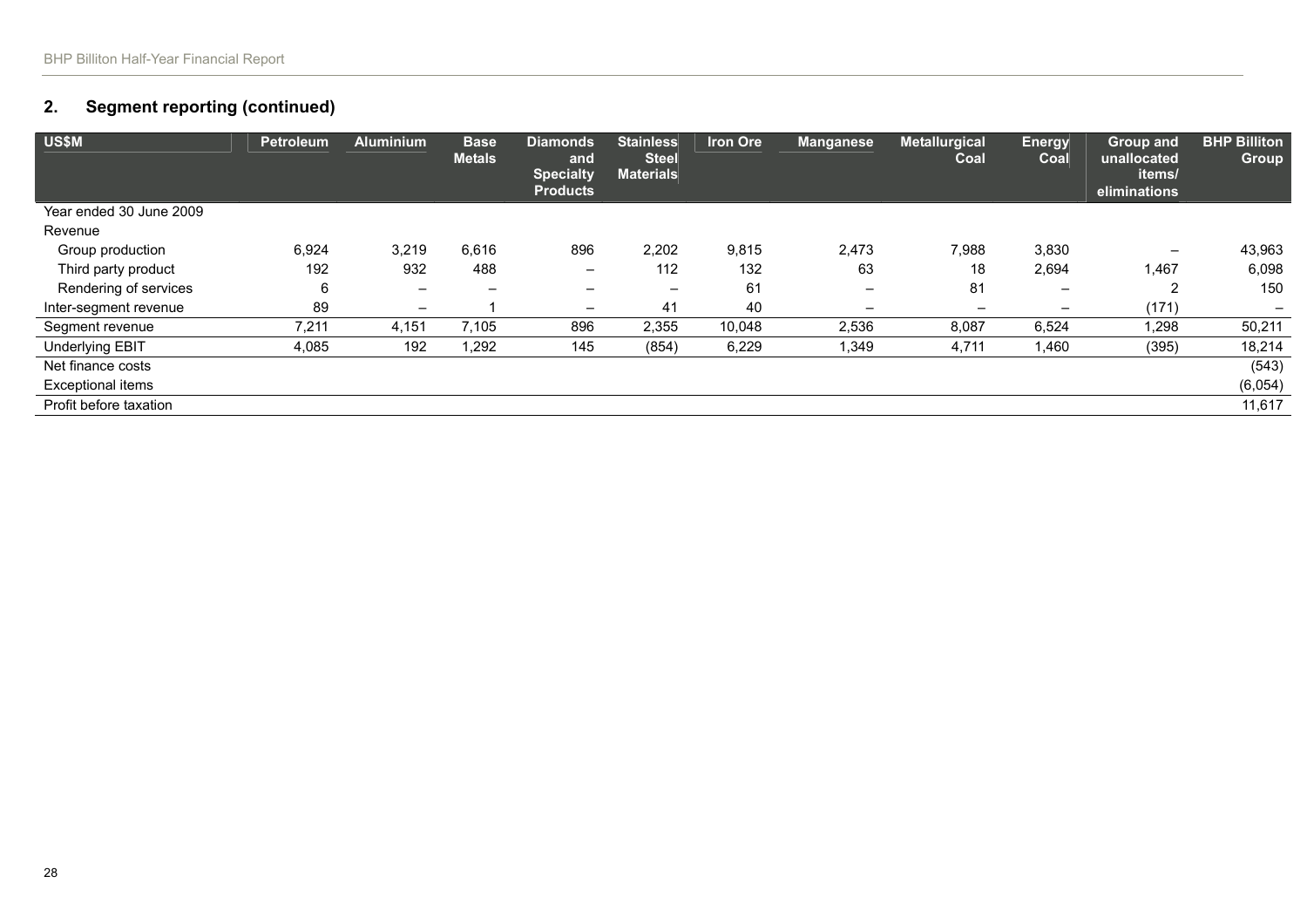## 2. Segment reporting (continued)

| US$M | Petroleum | Aluminium | Base Metals | Diamonds and Specialty Products | Stainless Steel Materials | Iron Ore | Manganese | Metallurgical Coal | Energy Coal | Group and unallocated items/ eliminations | BHP Billiton Group |
|---|---|---|---|---|---|---|---|---|---|---|---|
| Year ended 30 June 2009 | | | | | | | | | | | |
| Revenue | | | | | | | | | | | |
| Group production | 6,924 | 3,219 | 6,616 | 896 | 2,202 | 9,815 | 2,473 | 7,988 | 3,830 | – | 43,963 |
| Third party product | 192 | 932 | 488 | – | 112 | 132 | 63 | 18 | 2,694 | 1,467 | 6,098 |
| Rendering of services | 6 | – | – | – | – | 61 | – | 81 | – | 2 | 150 |
| Inter-segment revenue | 89 | – | 1 | – | 41 | 40 | – | – | – | (171) | – |
| Segment revenue | 7,211 | 4,151 | 7,105 | 896 | 2,355 | 10,048 | 2,536 | 8,087 | 6,524 | 1,298 | 50,211 |
| Underlying EBIT | 4,085 | 192 | 1,292 | 145 | (854) | 6,229 | 1,349 | 4,711 | 1,460 | (395) | 18,214 |
| Net finance costs | | | | | | | | | | | (543) |
| Exceptional items | | | | | | | | | | | (6,054) |
| Profit before taxation | | | | | | | | | | | 11,617 |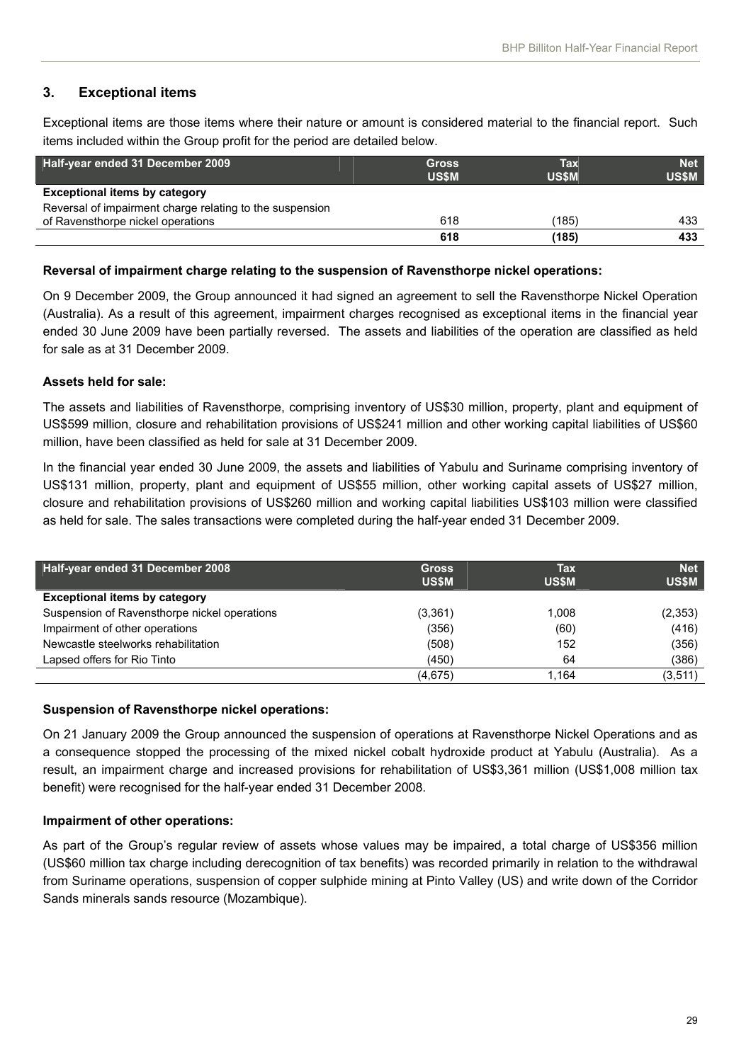## 3. Exceptional items

Exceptional items are those items where their nature or amount is considered material to the financial report. Such items included within the Group profit for the period are detailed below.

| Half-year ended 31 December 2009 | Gross US$M | Tax US$M | Net US$M |
|---|---|---|---|
| **Exceptional items by category** | | | |
| Reversal of impairment charge relating to the suspension of Ravensthorpe nickel operations | 618 | (185) | 433 |
| | **618** | **(185)** | **433** |

**Reversal of impairment charge relating to the suspension of Ravensthorpe nickel operations:**

On 9 December 2009, the Group announced it had signed an agreement to sell the Ravensthorpe Nickel Operation (Australia). As a result of this agreement, impairment charges recognised as exceptional items in the financial year ended 30 June 2009 have been partially reversed. The assets and liabilities of the operation are classified as held for sale as at 31 December 2009.

**Assets held for sale:**

The assets and liabilities of Ravensthorpe, comprising inventory of US$30 million, property, plant and equipment of US$599 million, closure and rehabilitation provisions of US$241 million and other working capital liabilities of US$60 million, have been classified as held for sale at 31 December 2009.

In the financial year ended 30 June 2009, the assets and liabilities of Yabulu and Suriname comprising inventory of US$131 million, property, plant and equipment of US$55 million, other working capital assets of US$27 million, closure and rehabilitation provisions of US$260 million and working capital liabilities US$103 million were classified as held for sale. The sales transactions were completed during the half-year ended 31 December 2009.

| Half-year ended 31 December 2008 | Gross US$M | Tax US$M | Net US$M |
|---|---|---|---|
| **Exceptional items by category** | | | |
| Suspension of Ravensthorpe nickel operations | (3,361) | 1,008 | (2,353) |
| Impairment of other operations | (356) | (60) | (416) |
| Newcastle steelworks rehabilitation | (508) | 152 | (356) |
| Lapsed offers for Rio Tinto | (450) | 64 | (386) |
| | (4,675) | 1,164 | (3,511) |

**Suspension of Ravensthorpe nickel operations:**

On 21 January 2009 the Group announced the suspension of operations at Ravensthorpe Nickel Operations and as a consequence stopped the processing of the mixed nickel cobalt hydroxide product at Yabulu (Australia). As a result, an impairment charge and increased provisions for rehabilitation of US$3,361 million (US$1,008 million tax benefit) were recognised for the half-year ended 31 December 2008.

**Impairment of other operations:**

As part of the Group's regular review of assets whose values may be impaired, a total charge of US$356 million (US$60 million tax charge including derecognition of tax benefits) was recorded primarily in relation to the withdrawal from Suriname operations, suspension of copper sulphide mining at Pinto Valley (US) and write down of the Corridor Sands minerals sands resource (Mozambique).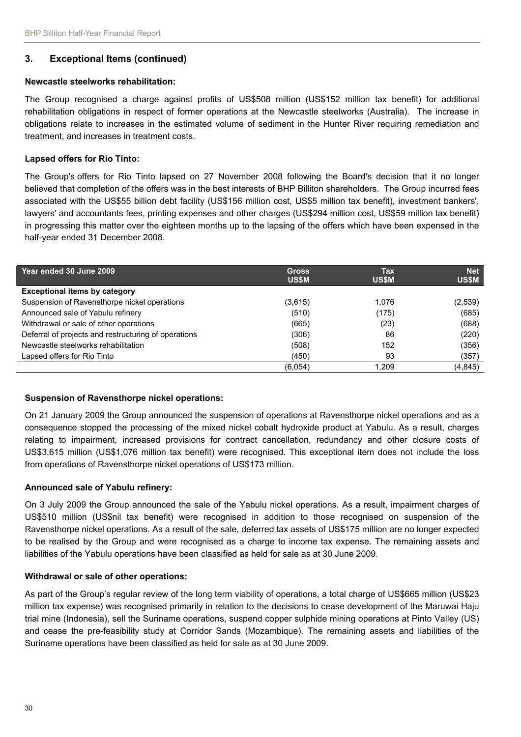## 3. Exceptional Items (continued)

**Newcastle steelworks rehabilitation:**

The Group recognised a charge against profits of US$508 million (US$152 million tax benefit) for additional rehabilitation obligations in respect of former operations at the Newcastle steelworks (Australia). The increase in obligations relate to increases in the estimated volume of sediment in the Hunter River requiring remediation and treatment, and increases in treatment costs.

**Lapsed offers for Rio Tinto:**

The Group's offers for Rio Tinto lapsed on 27 November 2008 following the Board's decision that it no longer believed that completion of the offers was in the best interests of BHP Billiton shareholders. The Group incurred fees associated with the US$55 billion debt facility (US$156 million cost, US$5 million tax benefit), investment bankers', lawyers' and accountants fees, printing expenses and other charges (US$294 million cost, US$59 million tax benefit) in progressing this matter over the eighteen months up to the lapsing of the offers which have been expensed in the half-year ended 31 December 2008.

| Year ended 30 June 2009 | Gross US$M | Tax US$M | Net US$M |
|---|---|---|---|
| **Exceptional items by category** | | | |
| Suspension of Ravensthorpe nickel operations | (3,615) | 1,076 | (2,539) |
| Announced sale of Yabulu refinery | (510) | (175) | (685) |
| Withdrawal or sale of other operations | (665) | (23) | (688) |
| Deferral of projects and restructuring of operations | (306) | 86 | (220) |
| Newcastle steelworks rehabilitation | (508) | 152 | (356) |
| Lapsed offers for Rio Tinto | (450) | 93 | (357) |
| | (6,054) | 1,209 | (4,845) |

**Suspension of Ravensthorpe nickel operations:**

On 21 January 2009 the Group announced the suspension of operations at Ravensthorpe nickel operations and as a consequence stopped the processing of the mixed nickel cobalt hydroxide product at Yabulu. As a result, charges relating to impairment, increased provisions for contract cancellation, redundancy and other closure costs of US$3,615 million (US$1,076 million tax benefit) were recognised. This exceptional item does not include the loss from operations of Ravensthorpe nickel operations of US$173 million.

**Announced sale of Yabulu refinery:**

On 3 July 2009 the Group announced the sale of the Yabulu nickel operations. As a result, impairment charges of US$510 million (US$nil tax benefit) were recognised in addition to those recognised on suspension of the Ravensthorpe nickel operations. As a result of the sale, deferred tax assets of US$175 million are no longer expected to be realised by the Group and were recognised as a charge to income tax expense. The remaining assets and liabilities of the Yabulu operations have been classified as held for sale as at 30 June 2009.

**Withdrawal or sale of other operations:**

As part of the Group's regular review of the long term viability of operations, a total charge of US$665 million (US$23 million tax expense) was recognised primarily in relation to the decisions to cease development of the Maruwai Haju trial mine (Indonesia), sell the Suriname operations, suspend copper sulphide mining operations at Pinto Valley (US) and cease the pre-feasibility study at Corridor Sands (Mozambique). The remaining assets and liabilities of the Suriname operations have been classified as held for sale as at 30 June 2009.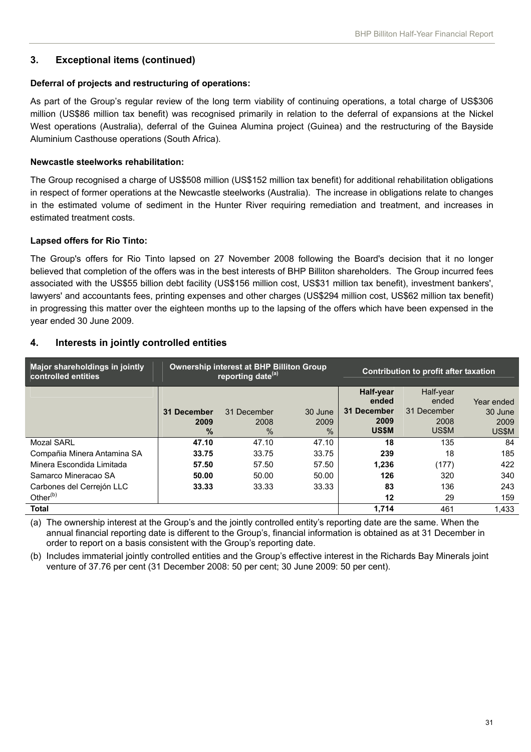## 3. Exceptional items (continued)

**Deferral of projects and restructuring of operations:**

As part of the Group's regular review of the long term viability of continuing operations, a total charge of US$306 million (US$86 million tax benefit) was recognised primarily in relation to the deferral of expansions at the Nickel West operations (Australia), deferral of the Guinea Alumina project (Guinea) and the restructuring of the Bayside Aluminium Casthouse operations (South Africa).

**Newcastle steelworks rehabilitation:**

The Group recognised a charge of US$508 million (US$152 million tax benefit) for additional rehabilitation obligations in respect of former operations at the Newcastle steelworks (Australia). The increase in obligations relate to changes in the estimated volume of sediment in the Hunter River requiring remediation and treatment, and increases in estimated treatment costs.

**Lapsed offers for Rio Tinto:**

The Group's offers for Rio Tinto lapsed on 27 November 2008 following the Board's decision that it no longer believed that completion of the offers was in the best interests of BHP Billiton shareholders. The Group incurred fees associated with the US$55 billion debt facility (US$156 million cost, US$31 million tax benefit), investment bankers', lawyers' and accountants fees, printing expenses and other charges (US$294 million cost, US$62 million tax benefit) in progressing this matter over the eighteen months up to the lapsing of the offers which have been expensed in the year ended 30 June 2009.

## 4. Interests in jointly controlled entities

| Major shareholdings in jointly controlled entities | Ownership interest at BHP Billiton Group reporting date[(a)] | | | Contribution to profit after taxation | | |
|---|---|---|---|---|---|---|
| | **31 December 2009 %** | 31 December 2008 % | 30 June 2009 % | **Half-year ended 31 December 2009 US$M** | Half-year ended 31 December 2008 US$M | Year ended 30 June 2009 US$M |
| Mozal SARL | **47.10** | 47.10 | 47.10 | **18** | 135 | 84 |
| Compañia Minera Antamina SA | **33.75** | 33.75 | 33.75 | **239** | 18 | 185 |
| Minera Escondida Limitada | **57.50** | 57.50 | 57.50 | **1,236** | (177) | 422 |
| Samarco Mineracao SA | **50.00** | 50.00 | 50.00 | **126** | 320 | 340 |
| Carbones del Cerrejón LLC | **33.33** | 33.33 | 33.33 | **83** | 136 | 243 |
| Other[(b)] | | | | **12** | 29 | 159 |
| **Total** | | | | **1,714** | 461 | 1,433 |

(a) The ownership interest at the Group's and the jointly controlled entity's reporting date are the same. When the annual financial reporting date is different to the Group's, financial information is obtained as at 31 December in order to report on a basis consistent with the Group's reporting date.

(b) Includes immaterial jointly controlled entities and the Group's effective interest in the Richards Bay Minerals joint venture of 37.76 per cent (31 December 2008: 50 per cent; 30 June 2009: 50 per cent).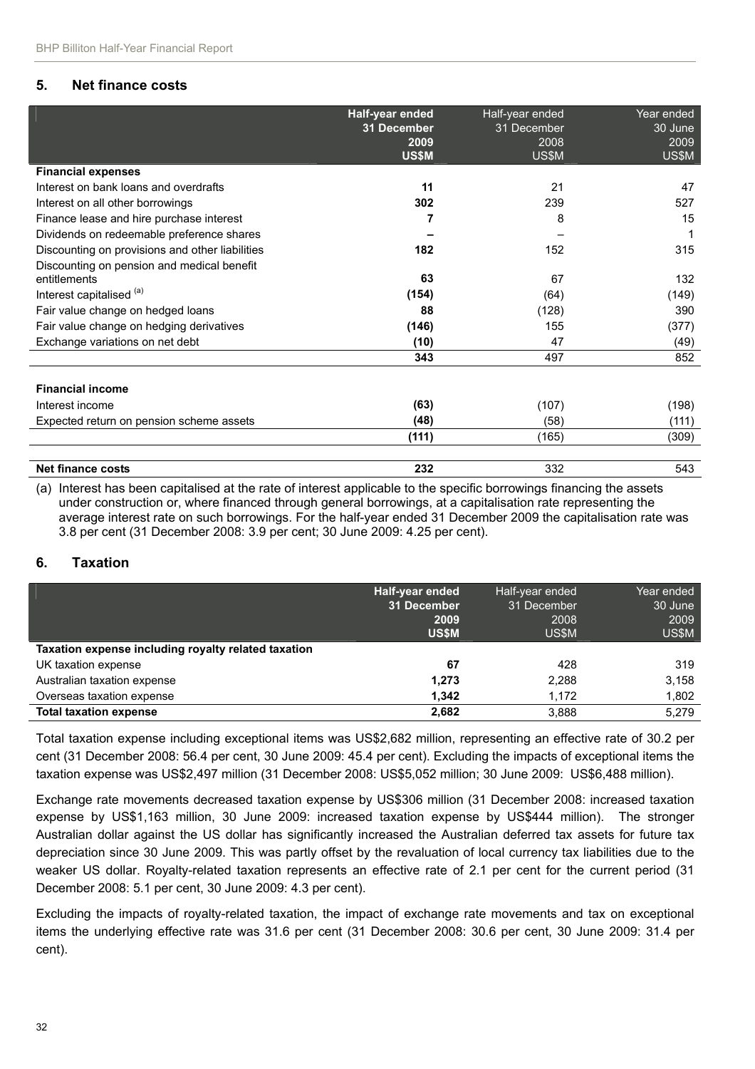## 5. Net finance costs

| | **Half-year ended 31 December 2009 US$M** | Half-year ended 31 December 2008 US$M | Year ended 30 June 2009 US$M |
|---|---|---|---|
| **Financial expenses** | | | |
| Interest on bank loans and overdrafts | **11** | 21 | 47 |
| Interest on all other borrowings | **302** | 239 | 527 |
| Finance lease and hire purchase interest | **7** | 8 | 15 |
| Dividends on redeemable preference shares | **–** | – | 1 |
| Discounting on provisions and other liabilities | **182** | 152 | 315 |
| Discounting on pension and medical benefit entitlements | **63** | 67 | 132 |
| Interest capitalised [(a)] | **(154)** | (64) | (149) |
| Fair value change on hedged loans | **88** | (128) | 390 |
| Fair value change on hedging derivatives | **(146)** | 155 | (377) |
| Exchange variations on net debt | **(10)** | 47 | (49) |
| | **343** | 497 | 852 |
| **Financial income** | | | |
| Interest income | **(63)** | (107) | (198) |
| Expected return on pension scheme assets | **(48)** | (58) | (111) |
| | **(111)** | (165) | (309) |
| **Net finance costs** | **232** | 332 | 543 |

(a) Interest has been capitalised at the rate of interest applicable to the specific borrowings financing the assets under construction or, where financed through general borrowings, at a capitalisation rate representing the average interest rate on such borrowings. For the half-year ended 31 December 2009 the capitalisation rate was 3.8 per cent (31 December 2008: 3.9 per cent; 30 June 2009: 4.25 per cent).

## 6. Taxation

| | **Half-year ended 31 December 2009 US$M** | Half-year ended 31 December 2008 US$M | Year ended 30 June 2009 US$M |
|---|---|---|---|
| **Taxation expense including royalty related taxation** | | | |
| UK taxation expense | **67** | 428 | 319 |
| Australian taxation expense | **1,273** | 2,288 | 3,158 |
| Overseas taxation expense | **1,342** | 1,172 | 1,802 |
| **Total taxation expense** | **2,682** | 3,888 | 5,279 |

Total taxation expense including exceptional items was US$2,682 million, representing an effective rate of 30.2 per cent (31 December 2008: 56.4 per cent, 30 June 2009: 45.4 per cent). Excluding the impacts of exceptional items the taxation expense was US$2,497 million (31 December 2008: US$5,052 million; 30 June 2009: US$6,488 million).

Exchange rate movements decreased taxation expense by US$306 million (31 December 2008: increased taxation expense by US$1,163 million, 30 June 2009: increased taxation expense by US$444 million). The stronger Australian dollar against the US dollar has significantly increased the Australian deferred tax assets for future tax depreciation since 30 June 2009. This was partly offset by the revaluation of local currency tax liabilities due to the weaker US dollar. Royalty-related taxation represents an effective rate of 2.1 per cent for the current period (31 December 2008: 5.1 per cent, 30 June 2009: 4.3 per cent).

Excluding the impacts of royalty-related taxation, the impact of exchange rate movements and tax on exceptional items the underlying effective rate was 31.6 per cent (31 December 2008: 30.6 per cent, 30 June 2009: 31.4 per cent).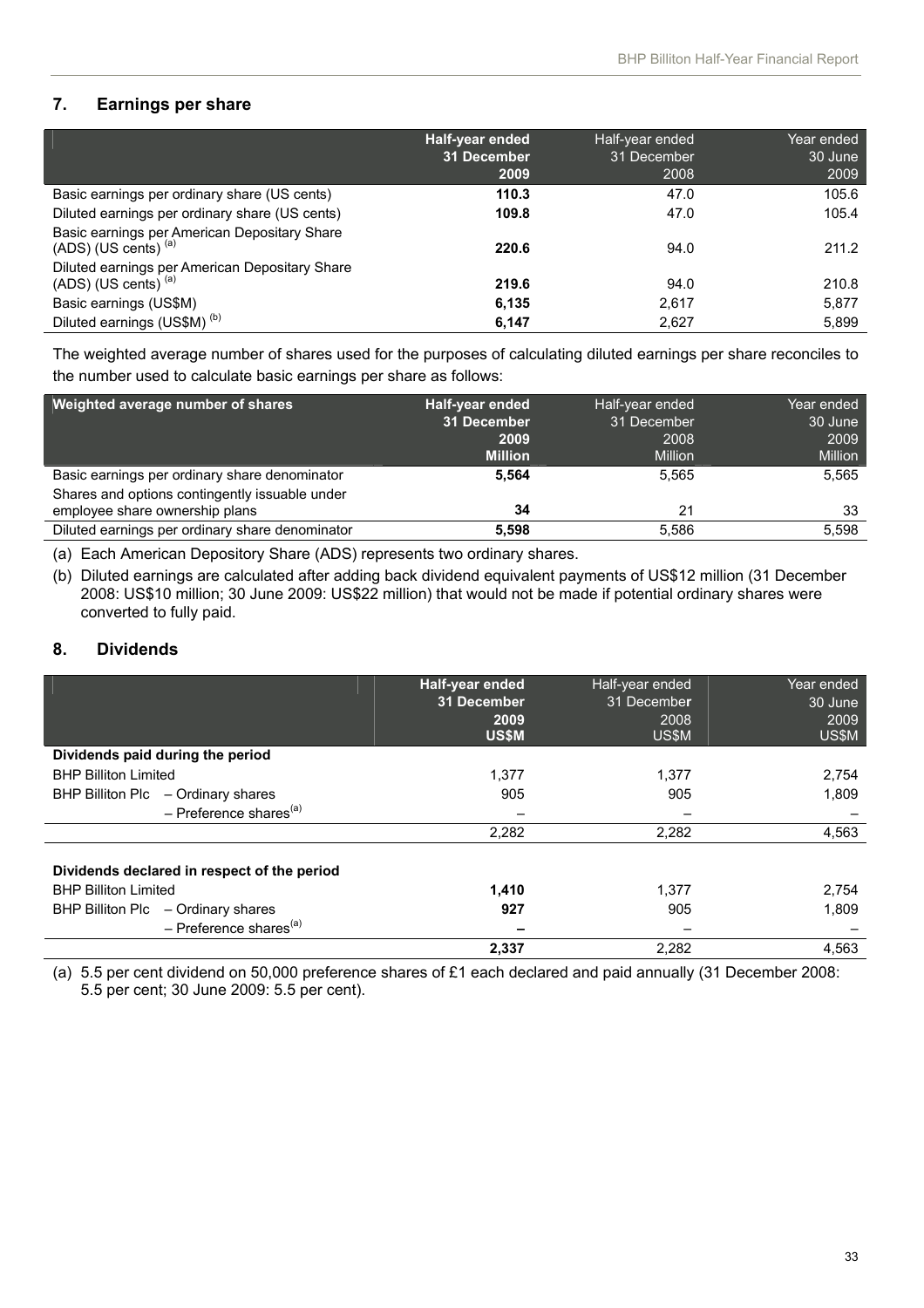## 7. Earnings per share

| | **Half-year ended 31 December 2009** | Half-year ended 31 December 2008 | Year ended 30 June 2009 |
|---|---|---|---|
| Basic earnings per ordinary share (US cents) | **110.3** | 47.0 | 105.6 |
| Diluted earnings per ordinary share (US cents) | **109.8** | 47.0 | 105.4 |
| Basic earnings per American Depositary Share (ADS) (US cents) [(a)] | **220.6** | 94.0 | 211.2 |
| Diluted earnings per American Depositary Share (ADS) (US cents) [(a)] | **219.6** | 94.0 | 210.8 |
| Basic earnings (US$M) | **6,135** | 2,617 | 5,877 |
| Diluted earnings (US$M) [(b)] | **6,147** | 2,627 | 5,899 |

The weighted average number of shares used for the purposes of calculating diluted earnings per share reconciles to the number used to calculate basic earnings per share as follows:

| Weighted average number of shares | **Half-year ended 31 December 2009 Million** | Half-year ended 31 December 2008 Million | Year ended 30 June 2009 Million |
|---|---|---|---|
| Basic earnings per ordinary share denominator | **5,564** | 5,565 | 5,565 |
| Shares and options contingently issuable under employee share ownership plans | **34** | 21 | 33 |
| Diluted earnings per ordinary share denominator | **5,598** | 5,586 | 5,598 |

(a) Each American Depository Share (ADS) represents two ordinary shares.

(b) Diluted earnings are calculated after adding back dividend equivalent payments of US$12 million (31 December 2008: US$10 million; 30 June 2009: US$22 million) that would not be made if potential ordinary shares were converted to fully paid.

## 8. Dividends

| | **Half-year ended 31 December 2009 US$M** | Half-year ended 31 December 2008 US$M | Year ended 30 June 2009 US$M |
|---|---|---|---|
| **Dividends paid during the period** | | | |
| BHP Billiton Limited | 1,377 | 1,377 | 2,754 |
| BHP Billiton Plc – Ordinary shares | 905 | 905 | 1,809 |
| – Preference shares[(a)] | – | – | – |
| | 2,282 | 2,282 | 4,563 |
| **Dividends declared in respect of the period** | | | |
| BHP Billiton Limited | **1,410** | 1,377 | 2,754 |
| BHP Billiton Plc – Ordinary shares | **927** | 905 | 1,809 |
| – Preference shares[(a)] | **–** | – | – |
| | **2,337** | 2,282 | 4,563 |

(a) 5.5 per cent dividend on 50,000 preference shares of £1 each declared and paid annually (31 December 2008: 5.5 per cent; 30 June 2009: 5.5 per cent).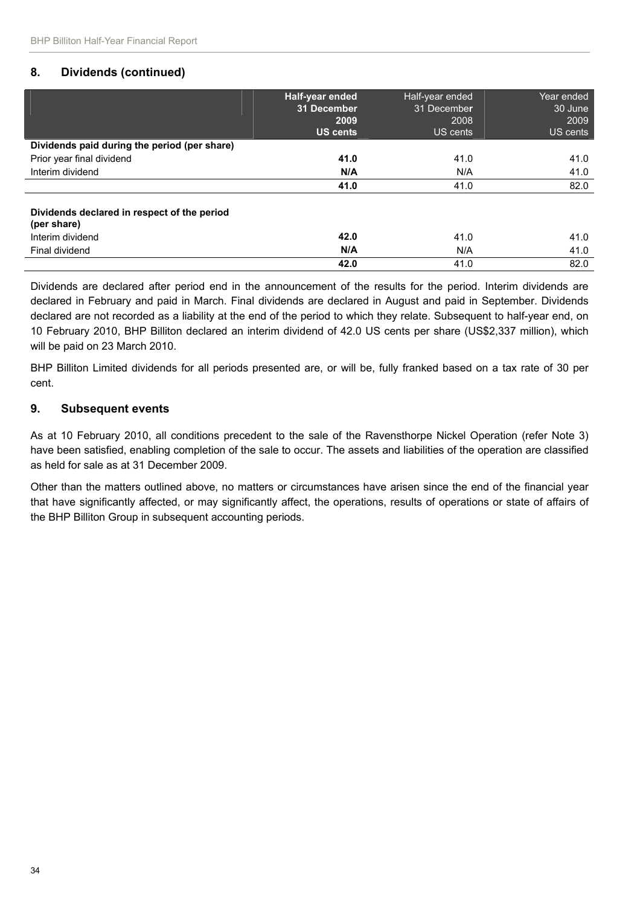## 8. Dividends (continued)

| | **Half-year ended 31 December 2009 US cents** | Half-year ended 31 December 2008 US cents | Year ended 30 June 2009 US cents |
|---|---|---|---|
| **Dividends paid during the period (per share)** | | | |
| Prior year final dividend | **41.0** | 41.0 | 41.0 |
| Interim dividend | **N/A** | N/A | 41.0 |
| | **41.0** | 41.0 | 82.0 |
| **Dividends declared in respect of the period (per share)** | | | |
| Interim dividend | **42.0** | 41.0 | 41.0 |
| Final dividend | **N/A** | N/A | 41.0 |
| | **42.0** | 41.0 | 82.0 |

Dividends are declared after period end in the announcement of the results for the period. Interim dividends are declared in February and paid in March. Final dividends are declared in August and paid in September. Dividends declared are not recorded as a liability at the end of the period to which they relate. Subsequent to half-year end, on 10 February 2010, BHP Billiton declared an interim dividend of 42.0 US cents per share (US$2,337 million), which will be paid on 23 March 2010.

BHP Billiton Limited dividends for all periods presented are, or will be, fully franked based on a tax rate of 30 per cent.

## 9. Subsequent events

As at 10 February 2010, all conditions precedent to the sale of the Ravensthorpe Nickel Operation (refer Note 3) have been satisfied, enabling completion of the sale to occur. The assets and liabilities of the operation are classified as held for sale as at 31 December 2009.

Other than the matters outlined above, no matters or circumstances have arisen since the end of the financial year that have significantly affected, or may significantly affect, the operations, results of operations or state of affairs of the BHP Billiton Group in subsequent accounting periods.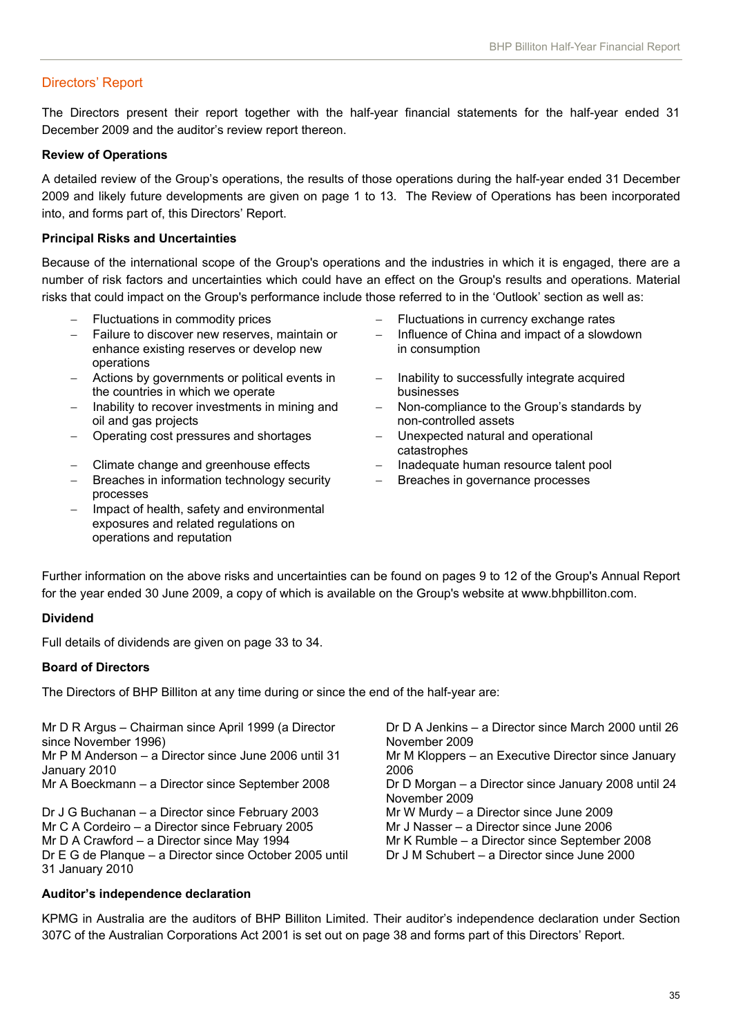## Directors' Report

The Directors present their report together with the half-year financial statements for the half-year ended 31 December 2009 and the auditor's review report thereon.

**Review of Operations**

A detailed review of the Group's operations, the results of those operations during the half-year ended 31 December 2009 and likely future developments are given on page 1 to 13. The Review of Operations has been incorporated into, and forms part of, this Directors' Report.

**Principal Risks and Uncertainties**

Because of the international scope of the Group's operations and the industries in which it is engaged, there are a number of risk factors and uncertainties which could have an effect on the Group's results and operations. Material risks that could impact on the Group's performance include those referred to in the 'Outlook' section as well as:

- Fluctuations in commodity prices
- Failure to discover new reserves, maintain or enhance existing reserves or develop new operations
- Actions by governments or political events in the countries in which we operate
- Inability to recover investments in mining and oil and gas projects
- Operating cost pressures and shortages
- Climate change and greenhouse effects
- Breaches in information technology security processes
- Impact of health, safety and environmental exposures and related regulations on operations and reputation
- Fluctuations in currency exchange rates
- Influence of China and impact of a slowdown in consumption
- Inability to successfully integrate acquired businesses
- Non-compliance to the Group's standards by non-controlled assets
- Unexpected natural and operational catastrophes
- Inadequate human resource talent pool
- Breaches in governance processes

Further information on the above risks and uncertainties can be found on pages 9 to 12 of the Group's Annual Report for the year ended 30 June 2009, a copy of which is available on the Group's website at www.bhpbilliton.com.

**Dividend**

Full details of dividends are given on page 33 to 34.

**Board of Directors**

The Directors of BHP Billiton at any time during or since the end of the half-year are:

Mr D R Argus – Chairman since April 1999 (a Director since November 1996)
Mr P M Anderson – a Director since June 2006 until 31 January 2010
Mr A Boeckmann – a Director since September 2008
Dr J G Buchanan – a Director since February 2003
Mr C A Cordeiro – a Director since February 2005
Mr D A Crawford – a Director since May 1994
Dr E G de Planque – a Director since October 2005 until 31 January 2010
Dr D A Jenkins – a Director since March 2000 until 26 November 2009
Mr M Kloppers – an Executive Director since January 2006
Dr D Morgan – a Director since January 2008 until 24 November 2009
Mr W Murdy – a Director since June 2009
Mr J Nasser – a Director since June 2006
Mr K Rumble – a Director since September 2008
Dr J M Schubert – a Director since June 2000

**Auditor's independence declaration**

KPMG in Australia are the auditors of BHP Billiton Limited. Their auditor's independence declaration under Section 307C of the Australian Corporations Act 2001 is set out on page 38 and forms part of this Directors' Report.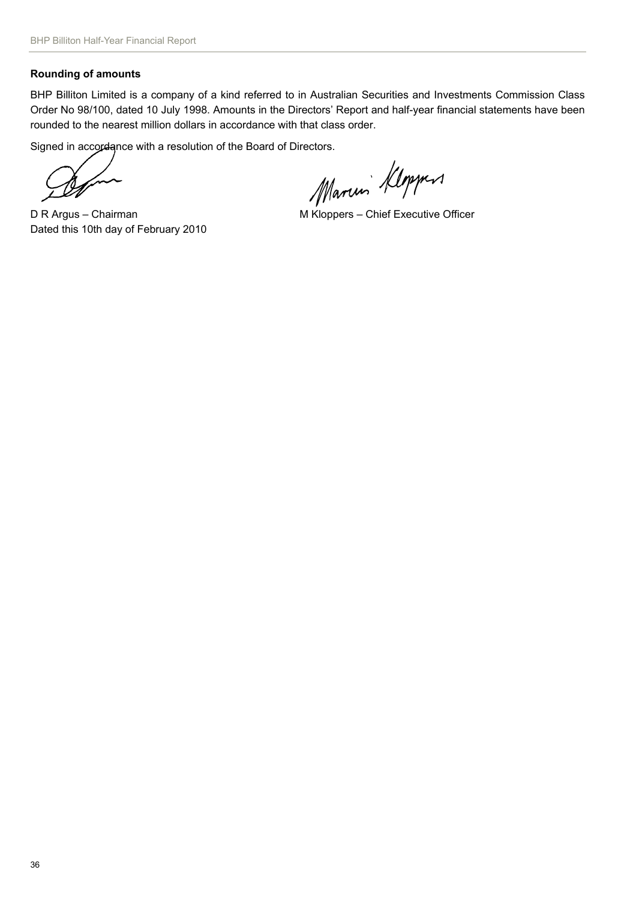**Rounding of amounts**

BHP Billiton Limited is a company of a kind referred to in Australian Securities and Investments Commission Class Order No 98/100, dated 10 July 1998. Amounts in the Directors' Report and half-year financial statements have been rounded to the nearest million dollars in accordance with that class order.

Signed in accordance with a resolution of the Board of Directors.

D R Argus – Chairman

Dated this 10th day of February 2010

M Kloppers – Chief Executive Officer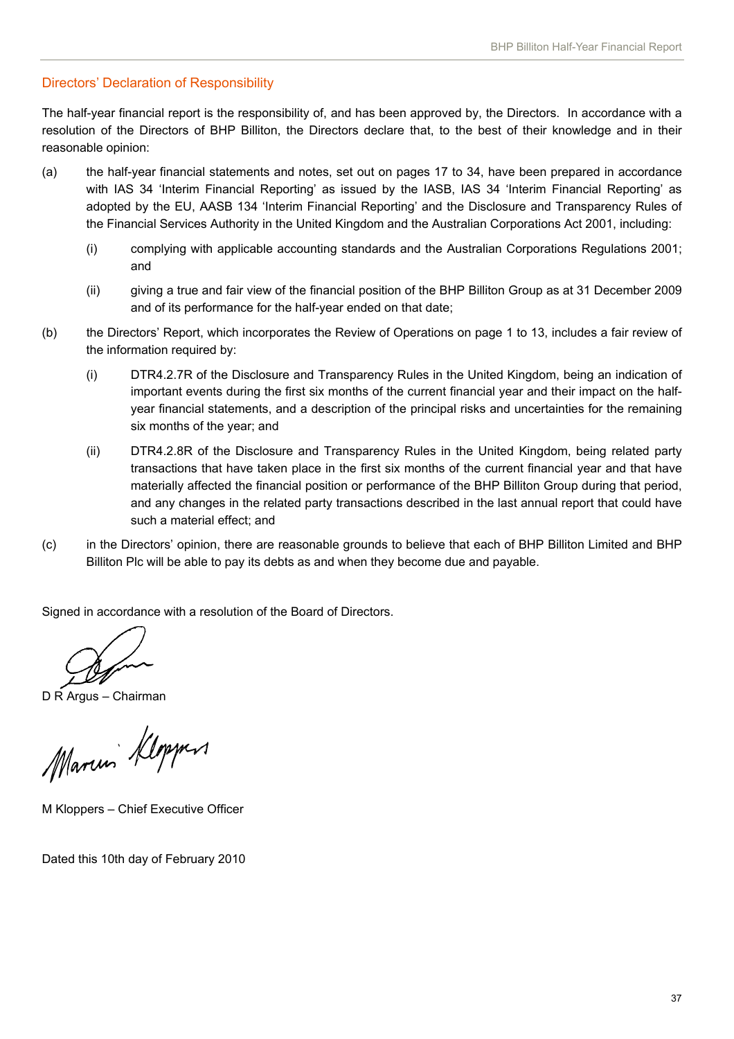## Directors' Declaration of Responsibility

The half-year financial report is the responsibility of, and has been approved by, the Directors. In accordance with a resolution of the Directors of BHP Billiton, the Directors declare that, to the best of their knowledge and in their reasonable opinion:

(a) the half-year financial statements and notes, set out on pages 17 to 34, have been prepared in accordance with IAS 34 'Interim Financial Reporting' as issued by the IASB, IAS 34 'Interim Financial Reporting' as adopted by the EU, AASB 134 'Interim Financial Reporting' and the Disclosure and Transparency Rules of the Financial Services Authority in the United Kingdom and the Australian Corporations Act 2001, including:

  (i) complying with applicable accounting standards and the Australian Corporations Regulations 2001; and

  (ii) giving a true and fair view of the financial position of the BHP Billiton Group as at 31 December 2009 and of its performance for the half-year ended on that date;

(b) the Directors' Report, which incorporates the Review of Operations on page 1 to 13, includes a fair review of the information required by:

  (i) DTR4.2.7R of the Disclosure and Transparency Rules in the United Kingdom, being an indication of important events during the first six months of the current financial year and their impact on the half-year financial statements, and a description of the principal risks and uncertainties for the remaining six months of the year; and

  (ii) DTR4.2.8R of the Disclosure and Transparency Rules in the United Kingdom, being related party transactions that have taken place in the first six months of the current financial year and that have materially affected the financial position or performance of the BHP Billiton Group during that period, and any changes in the related party transactions described in the last annual report that could have such a material effect; and

(c) in the Directors' opinion, there are reasonable grounds to believe that each of BHP Billiton Limited and BHP Billiton Plc will be able to pay its debts as and when they become due and payable.

Signed in accordance with a resolution of the Board of Directors.

D R Argus – Chairman

M Kloppers – Chief Executive Officer

Dated this 10th day of February 2010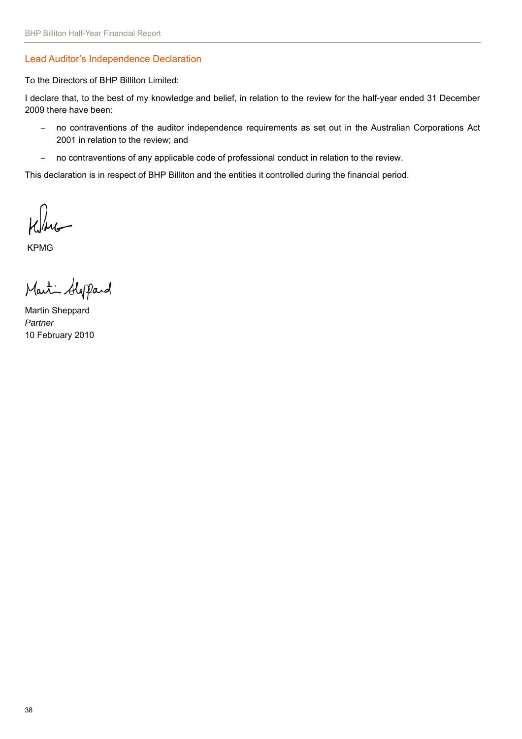## Lead Auditor's Independence Declaration

To the Directors of BHP Billiton Limited:

I declare that, to the best of my knowledge and belief, in relation to the review for the half-year ended 31 December 2009 there have been:

- no contraventions of the auditor independence requirements as set out in the Australian Corporations Act 2001 in relation to the review; and
- no contraventions of any applicable code of professional conduct in relation to the review.

This declaration is in respect of BHP Billiton and the entities it controlled during the financial period.

KPMG

Martin Sheppard
*Partner*
10 February 2010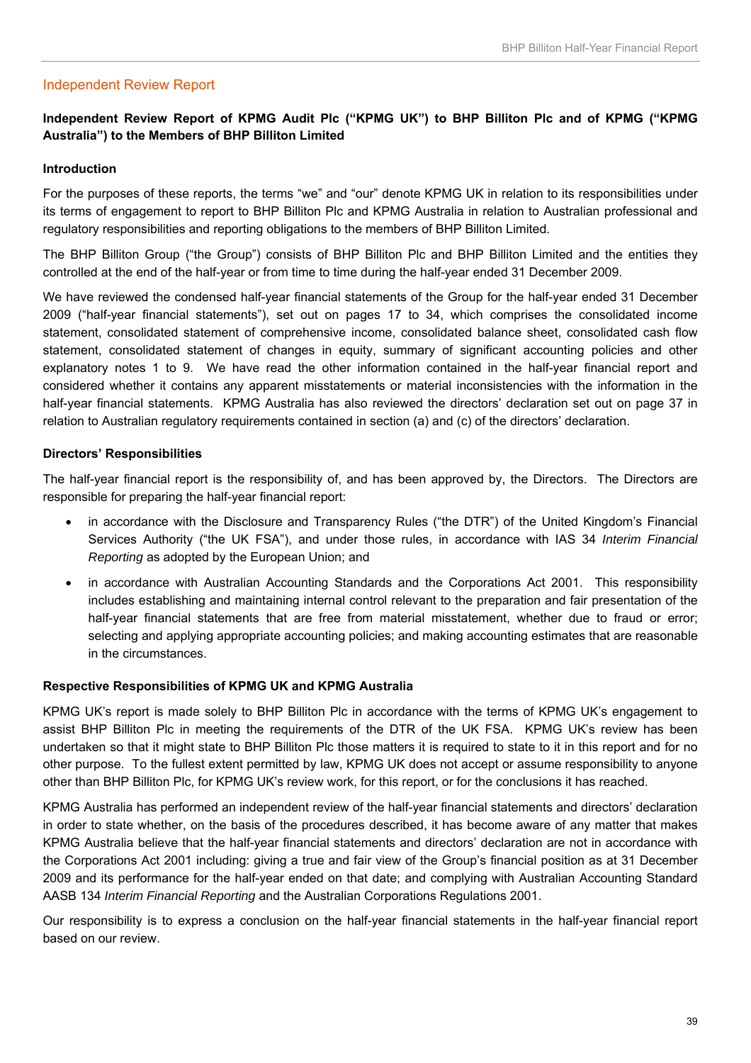## Independent Review Report

**Independent Review Report of KPMG Audit Plc ("KPMG UK") to BHP Billiton Plc and of KPMG ("KPMG Australia") to the Members of BHP Billiton Limited**

**Introduction**

For the purposes of these reports, the terms "we" and "our" denote KPMG UK in relation to its responsibilities under its terms of engagement to report to BHP Billiton Plc and KPMG Australia in relation to Australian professional and regulatory responsibilities and reporting obligations to the members of BHP Billiton Limited.

The BHP Billiton Group ("the Group") consists of BHP Billiton Plc and BHP Billiton Limited and the entities they controlled at the end of the half-year or from time to time during the half-year ended 31 December 2009.

We have reviewed the condensed half-year financial statements of the Group for the half-year ended 31 December 2009 ("half-year financial statements"), set out on pages 17 to 34, which comprises the consolidated income statement, consolidated statement of comprehensive income, consolidated balance sheet, consolidated cash flow statement, consolidated statement of changes in equity, summary of significant accounting policies and other explanatory notes 1 to 9. We have read the other information contained in the half-year financial report and considered whether it contains any apparent misstatements or material inconsistencies with the information in the half-year financial statements. KPMG Australia has also reviewed the directors' declaration set out on page 37 in relation to Australian regulatory requirements contained in section (a) and (c) of the directors' declaration.

**Directors' Responsibilities**

The half-year financial report is the responsibility of, and has been approved by, the Directors. The Directors are responsible for preparing the half-year financial report:

- in accordance with the Disclosure and Transparency Rules ("the DTR") of the United Kingdom's Financial Services Authority ("the UK FSA"), and under those rules, in accordance with IAS 34 *Interim Financial Reporting* as adopted by the European Union; and
- in accordance with Australian Accounting Standards and the Corporations Act 2001. This responsibility includes establishing and maintaining internal control relevant to the preparation and fair presentation of the half-year financial statements that are free from material misstatement, whether due to fraud or error; selecting and applying appropriate accounting policies; and making accounting estimates that are reasonable in the circumstances.

**Respective Responsibilities of KPMG UK and KPMG Australia**

KPMG UK's report is made solely to BHP Billiton Plc in accordance with the terms of KPMG UK's engagement to assist BHP Billiton Plc in meeting the requirements of the DTR of the UK FSA. KPMG UK's review has been undertaken so that it might state to BHP Billiton Plc those matters it is required to state to it in this report and for no other purpose. To the fullest extent permitted by law, KPMG UK does not accept or assume responsibility to anyone other than BHP Billiton Plc, for KPMG UK's review work, for this report, or for the conclusions it has reached.

KPMG Australia has performed an independent review of the half-year financial statements and directors' declaration in order to state whether, on the basis of the procedures described, it has become aware of any matter that makes KPMG Australia believe that the half-year financial statements and directors' declaration are not in accordance with the Corporations Act 2001 including: giving a true and fair view of the Group's financial position as at 31 December 2009 and its performance for the half-year ended on that date; and complying with Australian Accounting Standard AASB 134 *Interim Financial Reporting* and the Australian Corporations Regulations 2001.

Our responsibility is to express a conclusion on the half-year financial statements in the half-year financial report based on our review.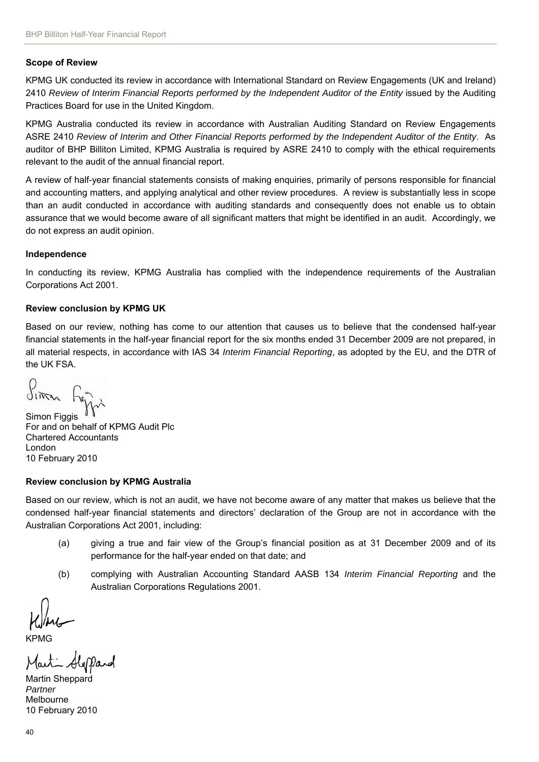### Scope of Review

KPMG UK conducted its review in accordance with International Standard on Review Engagements (UK and Ireland) 2410 *Review of Interim Financial Reports performed by the Independent Auditor of the Entity* issued by the Auditing Practices Board for use in the United Kingdom.

KPMG Australia conducted its review in accordance with Australian Auditing Standard on Review Engagements ASRE 2410 *Review of Interim and Other Financial Reports performed by the Independent Auditor of the Entity*. As auditor of BHP Billiton Limited, KPMG Australia is required by ASRE 2410 to comply with the ethical requirements relevant to the audit of the annual financial report.

A review of half-year financial statements consists of making enquiries, primarily of persons responsible for financial and accounting matters, and applying analytical and other review procedures. A review is substantially less in scope than an audit conducted in accordance with auditing standards and consequently does not enable us to obtain assurance that we would become aware of all significant matters that might be identified in an audit. Accordingly, we do not express an audit opinion.

### Independence

In conducting its review, KPMG Australia has complied with the independence requirements of the Australian Corporations Act 2001.

### Review conclusion by KPMG UK

Based on our review, nothing has come to our attention that causes us to believe that the condensed half-year financial statements in the half-year financial report for the six months ended 31 December 2009 are not prepared, in all material respects, in accordance with IAS 34 *Interim Financial Reporting*, as adopted by the EU, and the DTR of the UK FSA.

Simon Figgis
For and on behalf of KPMG Audit Plc
Chartered Accountants
London
10 February 2010

### Review conclusion by KPMG Australia

Based on our review, which is not an audit, we have not become aware of any matter that makes us believe that the condensed half-year financial statements and directors' declaration of the Group are not in accordance with the Australian Corporations Act 2001, including:

(a) giving a true and fair view of the Group's financial position as at 31 December 2009 and of its performance for the half-year ended on that date; and

(b) complying with Australian Accounting Standard AASB 134 *Interim Financial Reporting* and the Australian Corporations Regulations 2001.

KPMG

Martin Sheppard
*Partner*
Melbourne
10 February 2010